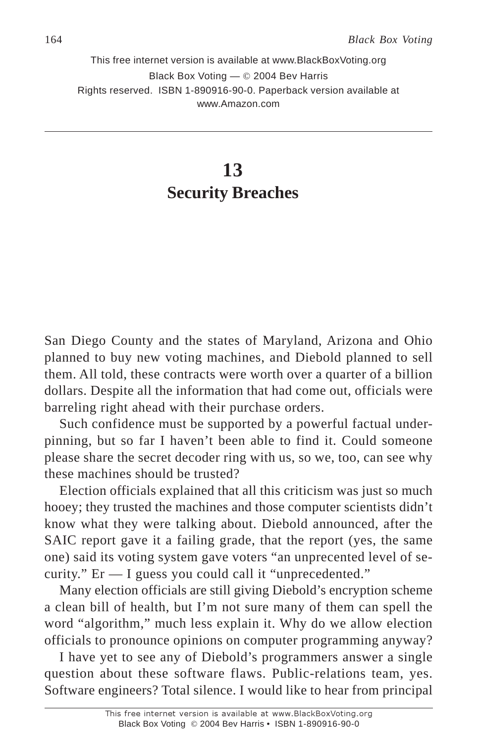# 13
# Security Breaches

San Diego County and the states of Maryland, Arizona and Ohio planned to buy new voting machines, and Diebold planned to sell them. All told, these contracts were worth over a quarter of a billion dollars. Despite all the information that had come out, officials were barreling right ahead with their purchase orders.

Such confidence must be supported by a powerful factual underpinning, but so far I haven't been able to find it. Could someone please share the secret decoder ring with us, so we, too, can see why these machines should be trusted?

Election officials explained that all this criticism was just so much hooey; they trusted the machines and those computer scientists didn't know what they were talking about. Diebold announced, after the SAIC report gave it a failing grade, that the report (yes, the same one) said its voting system gave voters "an unprecented level of security." Er — I guess you could call it "unprecedented."

Many election officials are still giving Diebold's encryption scheme a clean bill of health, but I'm not sure many of them can spell the word "algorithm," much less explain it. Why do we allow election officials to pronounce opinions on computer programming anyway?

I have yet to see any of Diebold's programmers answer a single question about these software flaws. Public-relations team, yes. Software engineers? Total silence. I would like to hear from principal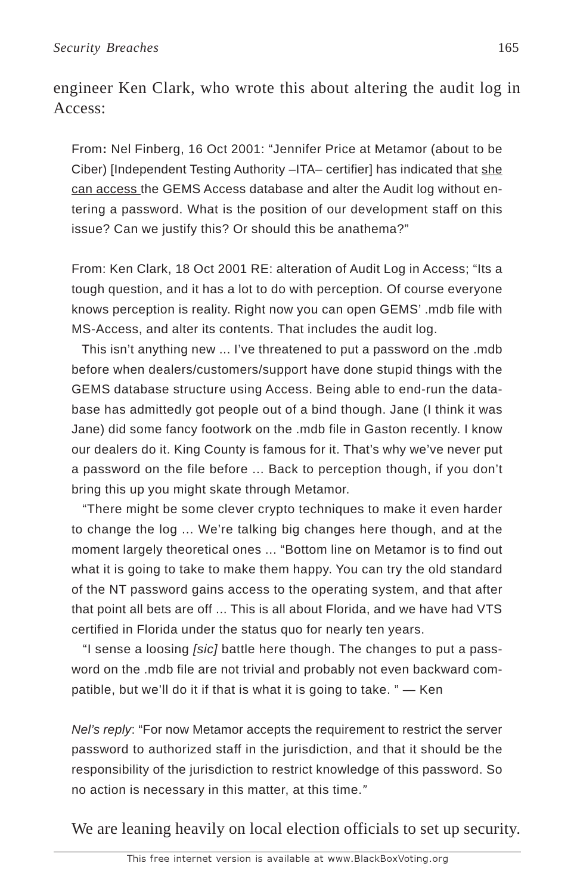engineer Ken Clark, who wrote this about altering the audit log in Access:

> From**:** Nel Finberg, 16 Oct 2001: "Jennifer Price at Metamor (about to be Ciber) [Independent Testing Authority –ITA– certifier] has indicated that <u>she can access</u> the GEMS Access database and alter the Audit log without entering a password. What is the position of our development staff on this issue? Can we justify this? Or should this be anathema?"
>
> From: Ken Clark, 18 Oct 2001 RE: alteration of Audit Log in Access; "Its a tough question, and it has a lot to do with perception. Of course everyone knows perception is reality. Right now you can open GEMS' .mdb file with MS-Access, and alter its contents. That includes the audit log.
>
> This isn't anything new ... I've threatened to put a password on the .mdb before when dealers/customers/support have done stupid things with the GEMS database structure using Access. Being able to end-run the database has admittedly got people out of a bind though. Jane (I think it was Jane) did some fancy footwork on the .mdb file in Gaston recently. I know our dealers do it. King County is famous for it. That's why we've never put a password on the file before ... Back to perception though, if you don't bring this up you might skate through Metamor.
>
> "There might be some clever crypto techniques to make it even harder to change the log ... We're talking big changes here though, and at the moment largely theoretical ones ... "Bottom line on Metamor is to find out what it is going to take to make them happy. You can try the old standard of the NT password gains access to the operating system, and that after that point all bets are off ... This is all about Florida, and we have had VTS certified in Florida under the status quo for nearly ten years.
>
> "I sense a loosing *[sic]* battle here though. The changes to put a password on the .mdb file are not trivial and probably not even backward compatible, but we'll do it if that is what it is going to take. " — Ken
>
> *Nel's reply*: "For now Metamor accepts the requirement to restrict the server password to authorized staff in the jurisdiction, and that it should be the responsibility of the jurisdiction to restrict knowledge of this password. So no action is necessary in this matter, at this time."

We are leaning heavily on local election officials to set up security.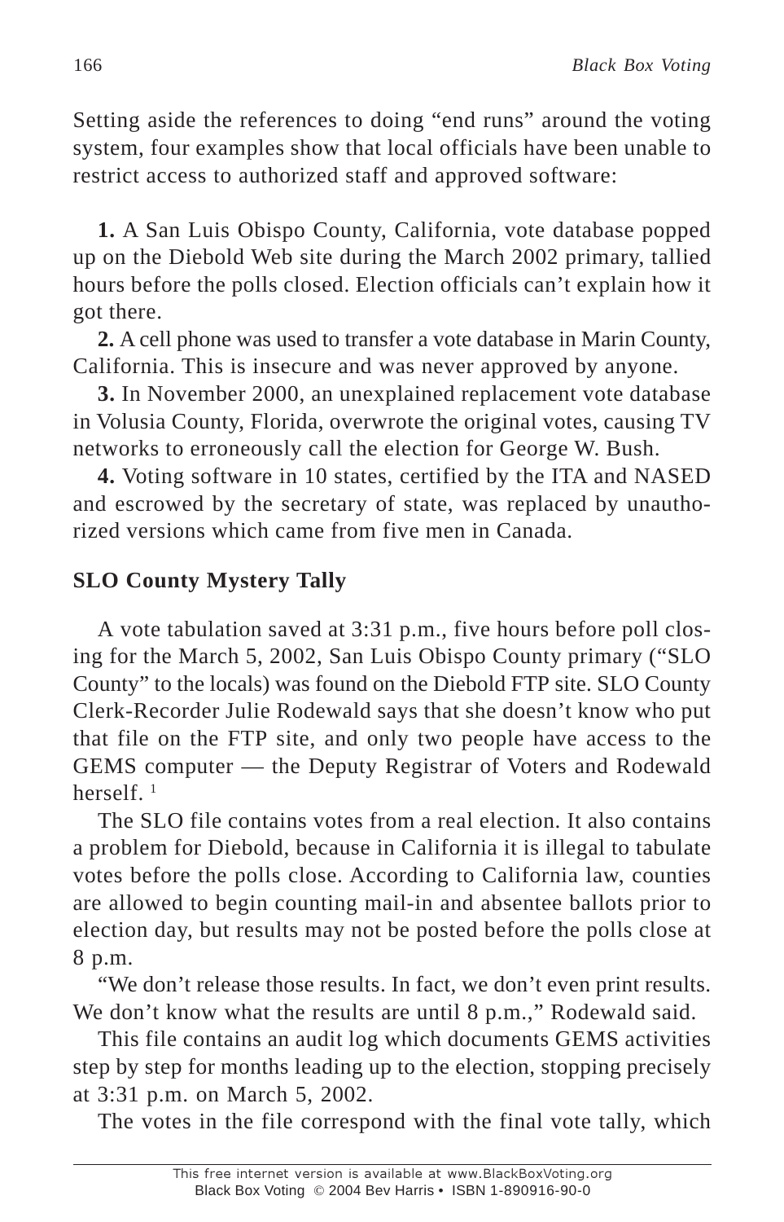Setting aside the references to doing "end runs" around the voting system, four examples show that local officials have been unable to restrict access to authorized staff and approved software:

**1.** A San Luis Obispo County, California, vote database popped up on the Diebold Web site during the March 2002 primary, tallied hours before the polls closed. Election officials can't explain how it got there.

**2.** A cell phone was used to transfer a vote database in Marin County, California. This is insecure and was never approved by anyone.

**3.** In November 2000, an unexplained replacement vote database in Volusia County, Florida, overwrote the original votes, causing TV networks to erroneously call the election for George W. Bush.

**4.** Voting software in 10 states, certified by the ITA and NASED and escrowed by the secretary of state, was replaced by unauthorized versions which came from five men in Canada.

## SLO County Mystery Tally

A vote tabulation saved at 3:31 p.m., five hours before poll closing for the March 5, 2002, San Luis Obispo County primary ("SLO County" to the locals) was found on the Diebold FTP site. SLO County Clerk-Recorder Julie Rodewald says that she doesn't know who put that file on the FTP site, and only two people have access to the GEMS computer — the Deputy Registrar of Voters and Rodewald herself. [1]

The SLO file contains votes from a real election. It also contains a problem for Diebold, because in California it is illegal to tabulate votes before the polls close. According to California law, counties are allowed to begin counting mail-in and absentee ballots prior to election day, but results may not be posted before the polls close at 8 p.m.

"We don't release those results. In fact, we don't even print results. We don't know what the results are until 8 p.m.," Rodewald said.

This file contains an audit log which documents GEMS activities step by step for months leading up to the election, stopping precisely at 3:31 p.m. on March 5, 2002.

The votes in the file correspond with the final vote tally, which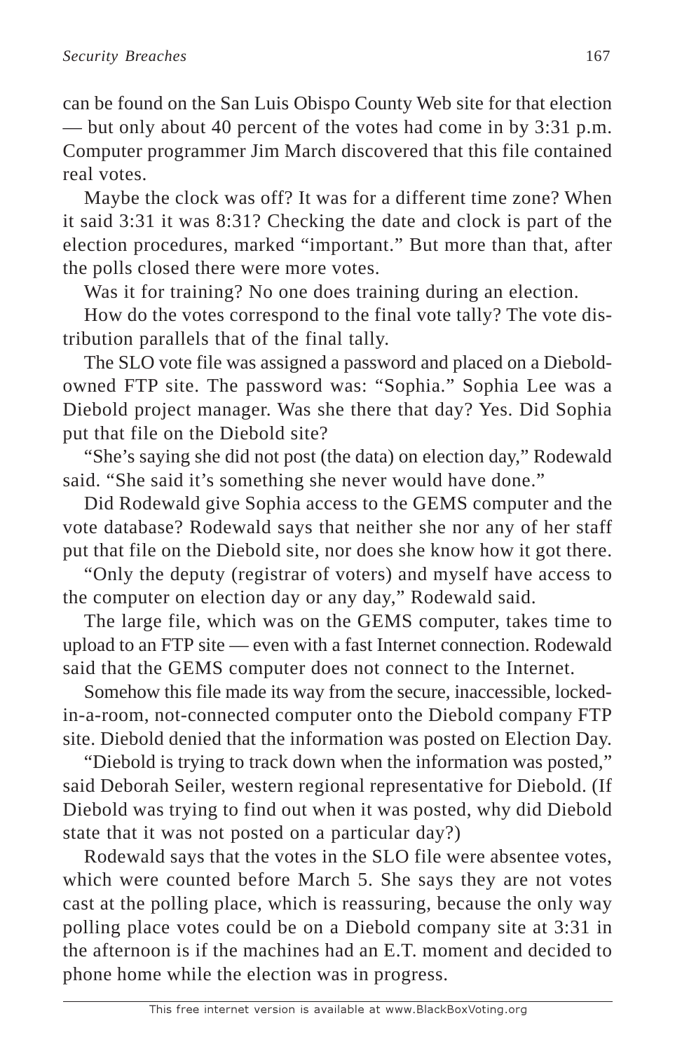can be found on the San Luis Obispo County Web site for that election — but only about 40 percent of the votes had come in by 3:31 p.m. Computer programmer Jim March discovered that this file contained real votes.

Maybe the clock was off? It was for a different time zone? When it said 3:31 it was 8:31? Checking the date and clock is part of the election procedures, marked "important." But more than that, after the polls closed there were more votes.

Was it for training? No one does training during an election.

How do the votes correspond to the final vote tally? The vote distribution parallels that of the final tally.

The SLO vote file was assigned a password and placed on a Diebold-owned FTP site. The password was: "Sophia." Sophia Lee was a Diebold project manager. Was she there that day? Yes. Did Sophia put that file on the Diebold site?

"She's saying she did not post (the data) on election day," Rodewald said. "She said it's something she never would have done."

Did Rodewald give Sophia access to the GEMS computer and the vote database? Rodewald says that neither she nor any of her staff put that file on the Diebold site, nor does she know how it got there.

"Only the deputy (registrar of voters) and myself have access to the computer on election day or any day," Rodewald said.

The large file, which was on the GEMS computer, takes time to upload to an FTP site — even with a fast Internet connection. Rodewald said that the GEMS computer does not connect to the Internet.

Somehow this file made its way from the secure, inaccessible, locked-in-a-room, not-connected computer onto the Diebold company FTP site. Diebold denied that the information was posted on Election Day.

"Diebold is trying to track down when the information was posted," said Deborah Seiler, western regional representative for Diebold. (If Diebold was trying to find out when it was posted, why did Diebold state that it was not posted on a particular day?)

Rodewald says that the votes in the SLO file were absentee votes, which were counted before March 5. She says they are not votes cast at the polling place, which is reassuring, because the only way polling place votes could be on a Diebold company site at 3:31 in the afternoon is if the machines had an E.T. moment and decided to phone home while the election was in progress.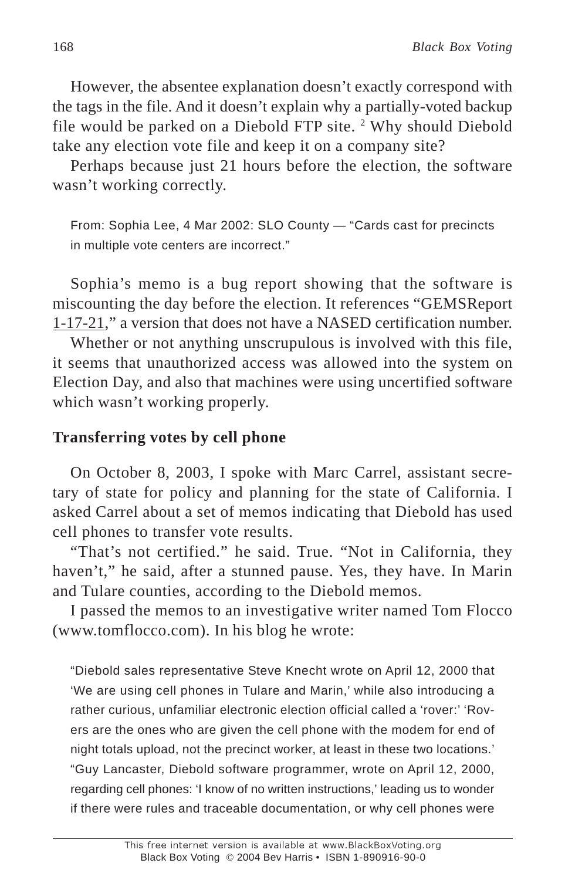However, the absentee explanation doesn't exactly correspond with the tags in the file. And it doesn't explain why a partially-voted backup file would be parked on a Diebold FTP site. [2] Why should Diebold take any election vote file and keep it on a company site?

Perhaps because just 21 hours before the election, the software wasn't working correctly.

> From: Sophia Lee, 4 Mar 2002: SLO County — "Cards cast for precincts in multiple vote centers are incorrect."

Sophia's memo is a bug report showing that the software is miscounting the day before the election. It references "GEMSReport 1-17-21," a version that does not have a NASED certification number.

Whether or not anything unscrupulous is involved with this file, it seems that unauthorized access was allowed into the system on Election Day, and also that machines were using uncertified software which wasn't working properly.

### Transferring votes by cell phone

On October 8, 2003, I spoke with Marc Carrel, assistant secretary of state for policy and planning for the state of California. I asked Carrel about a set of memos indicating that Diebold has used cell phones to transfer vote results.

"That's not certified." he said. True. "Not in California, they haven't," he said, after a stunned pause. Yes, they have. In Marin and Tulare counties, according to the Diebold memos.

I passed the memos to an investigative writer named Tom Flocco (www.tomflocco.com). In his blog he wrote:

> "Diebold sales representative Steve Knecht wrote on April 12, 2000 that 'We are using cell phones in Tulare and Marin,' while also introducing a rather curious, unfamiliar electronic election official called a 'rover:' 'Rovers are the ones who are given the cell phone with the modem for end of night totals upload, not the precinct worker, at least in these two locations.'
>
> "Guy Lancaster, Diebold software programmer, wrote on April 12, 2000, regarding cell phones: 'I know of no written instructions,' leading us to wonder if there were rules and traceable documentation, or why cell phones were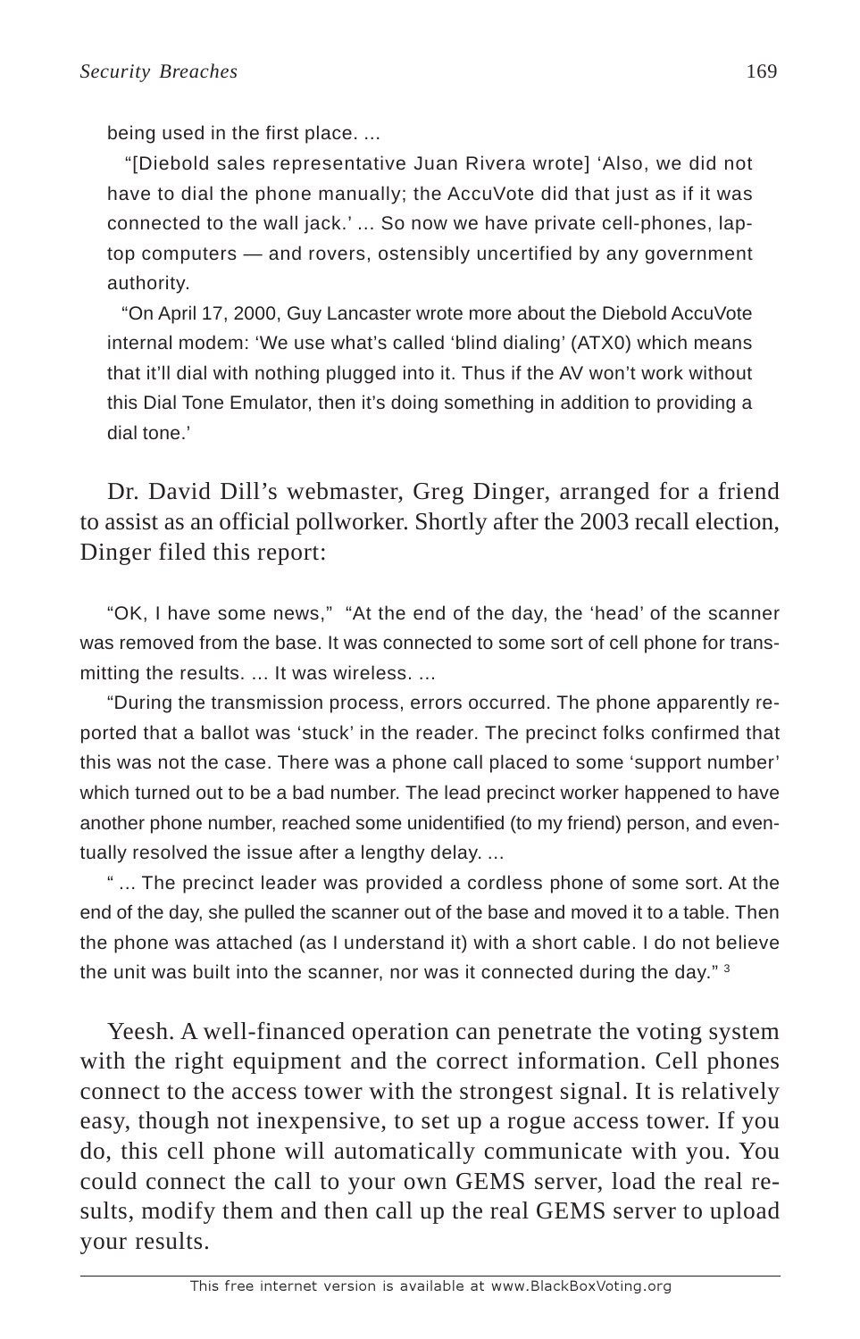being used in the first place. ...

"[Diebold sales representative Juan Rivera wrote] 'Also, we did not have to dial the phone manually; the AccuVote did that just as if it was connected to the wall jack.' ... So now we have private cell-phones, laptop computers — and rovers, ostensibly uncertified by any government authority.

"On April 17, 2000, Guy Lancaster wrote more about the Diebold AccuVote internal modem: 'We use what's called 'blind dialing' (ATX0) which means that it'll dial with nothing plugged into it. Thus if the AV won't work without this Dial Tone Emulator, then it's doing something in addition to providing a dial tone.'

Dr. David Dill's webmaster, Greg Dinger, arranged for a friend to assist as an official pollworker. Shortly after the 2003 recall election, Dinger filed this report:

"OK, I have some news," "At the end of the day, the 'head' of the scanner was removed from the base. It was connected to some sort of cell phone for transmitting the results. ... It was wireless. ...

"During the transmission process, errors occurred. The phone apparently reported that a ballot was 'stuck' in the reader. The precinct folks confirmed that this was not the case. There was a phone call placed to some 'support number' which turned out to be a bad number. The lead precinct worker happened to have another phone number, reached some unidentified (to my friend) person, and eventually resolved the issue after a lengthy delay. ...

" ... The precinct leader was provided a cordless phone of some sort. At the end of the day, she pulled the scanner out of the base and moved it to a table. Then the phone was attached (as I understand it) with a short cable. I do not believe the unit was built into the scanner, nor was it connected during the day." [3]

Yeesh. A well-financed operation can penetrate the voting system with the right equipment and the correct information. Cell phones connect to the access tower with the strongest signal. It is relatively easy, though not inexpensive, to set up a rogue access tower. If you do, this cell phone will automatically communicate with you. You could connect the call to your own GEMS server, load the real results, modify them and then call up the real GEMS server to upload your results.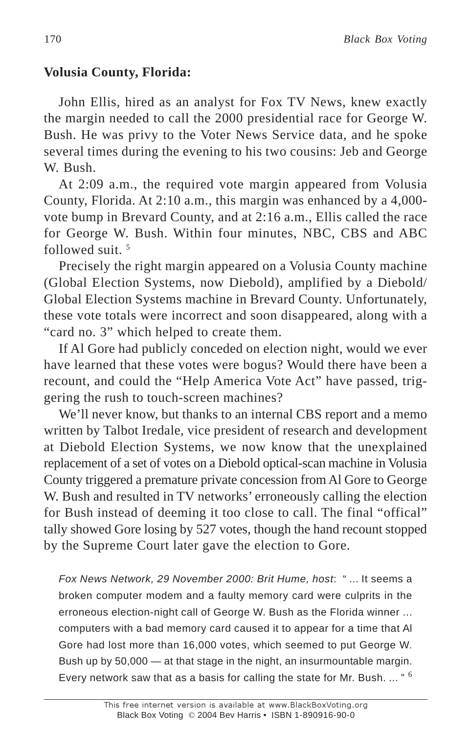**Volusia County, Florida:**

John Ellis, hired as an analyst for Fox TV News, knew exactly the margin needed to call the 2000 presidential race for George W. Bush. He was privy to the Voter News Service data, and he spoke several times during the evening to his two cousins: Jeb and George W. Bush.

At 2:09 a.m., the required vote margin appeared from Volusia County, Florida. At 2:10 a.m., this margin was enhanced by a 4,000-vote bump in Brevard County, and at 2:16 a.m., Ellis called the race for George W. Bush. Within four minutes, NBC, CBS and ABC followed suit. [5]

Precisely the right margin appeared on a Volusia County machine (Global Election Systems, now Diebold), amplified by a Diebold/ Global Election Systems machine in Brevard County. Unfortunately, these vote totals were incorrect and soon disappeared, along with a "card no. 3" which helped to create them.

If Al Gore had publicly conceded on election night, would we ever have learned that these votes were bogus? Would there have been a recount, and could the "Help America Vote Act" have passed, triggering the rush to touch-screen machines?

We'll never know, but thanks to an internal CBS report and a memo written by Talbot Iredale, vice president of research and development at Diebold Election Systems, we now know that the unexplained replacement of a set of votes on a Diebold optical-scan machine in Volusia County triggered a premature private concession from Al Gore to George W. Bush and resulted in TV networks' erroneously calling the election for Bush instead of deeming it too close to call. The final "offical" tally showed Gore losing by 527 votes, though the hand recount stopped by the Supreme Court later gave the election to Gore.

> *Fox News Network, 29 November 2000: Brit Hume, host*: " ... It seems a broken computer modem and a faulty memory card were culprits in the erroneous election-night call of George W. Bush as the Florida winner ... computers with a bad memory card caused it to appear for a time that Al Gore had lost more than 16,000 votes, which seemed to put George W. Bush up by 50,000 — at that stage in the night, an insurmountable margin. Every network saw that as a basis for calling the state for Mr. Bush. ... " [6]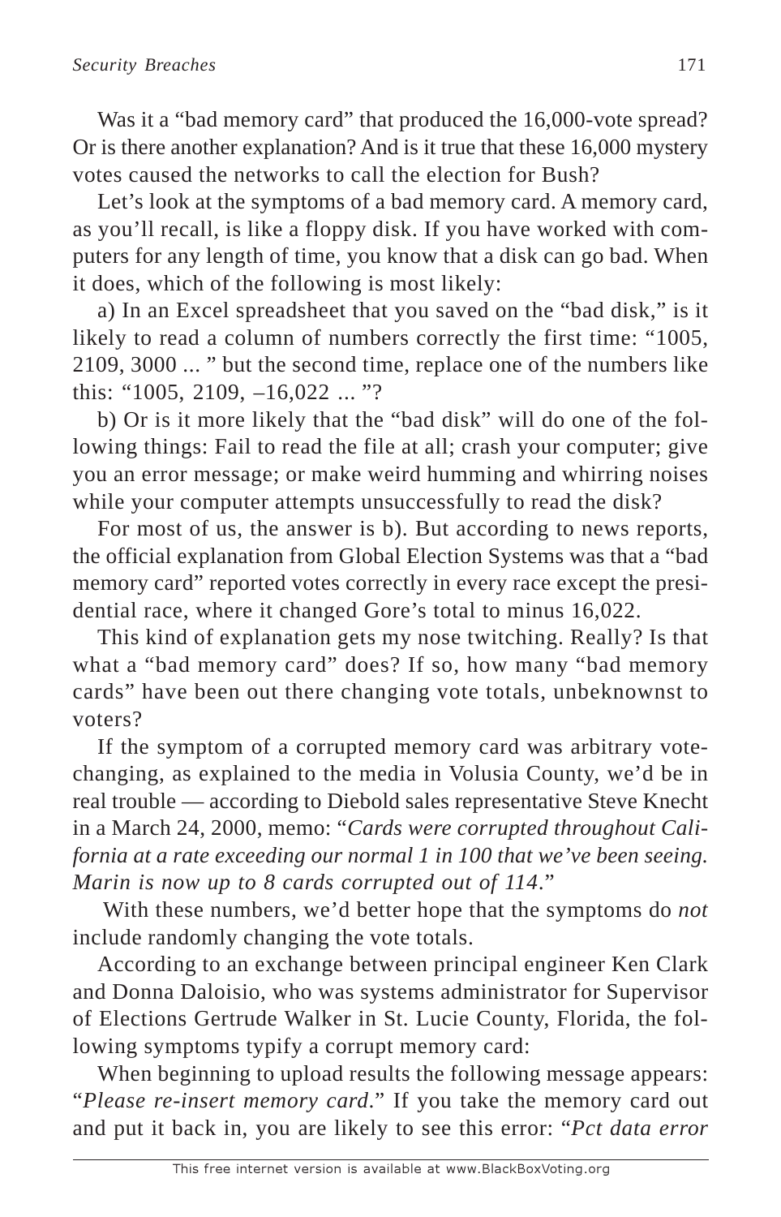Was it a "bad memory card" that produced the 16,000-vote spread? Or is there another explanation? And is it true that these 16,000 mystery votes caused the networks to call the election for Bush?

Let's look at the symptoms of a bad memory card. A memory card, as you'll recall, is like a floppy disk. If you have worked with computers for any length of time, you know that a disk can go bad. When it does, which of the following is most likely:

a) In an Excel spreadsheet that you saved on the "bad disk," is it likely to read a column of numbers correctly the first time: "1005, 2109, 3000 ... " but the second time, replace one of the numbers like this: "1005, 2109, –16,022 ... "?

b) Or is it more likely that the "bad disk" will do one of the following things: Fail to read the file at all; crash your computer; give you an error message; or make weird humming and whirring noises while your computer attempts unsuccessfully to read the disk?

For most of us, the answer is b). But according to news reports, the official explanation from Global Election Systems was that a "bad memory card" reported votes correctly in every race except the presidential race, where it changed Gore's total to minus 16,022.

This kind of explanation gets my nose twitching. Really? Is that what a "bad memory card" does? If so, how many "bad memory cards" have been out there changing vote totals, unbeknownst to voters?

If the symptom of a corrupted memory card was arbitrary vote-changing, as explained to the media in Volusia County, we'd be in real trouble — according to Diebold sales representative Steve Knecht in a March 24, 2000, memo: "*Cards were corrupted throughout California at a rate exceeding our normal 1 in 100 that we've been seeing. Marin is now up to 8 cards corrupted out of 114*."

With these numbers, we'd better hope that the symptoms do *not* include randomly changing the vote totals.

According to an exchange between principal engineer Ken Clark and Donna Daloisio, who was systems administrator for Supervisor of Elections Gertrude Walker in St. Lucie County, Florida, the following symptoms typify a corrupt memory card:

When beginning to upload results the following message appears: "*Please re-insert memory card*." If you take the memory card out and put it back in, you are likely to see this error: "*Pct data error*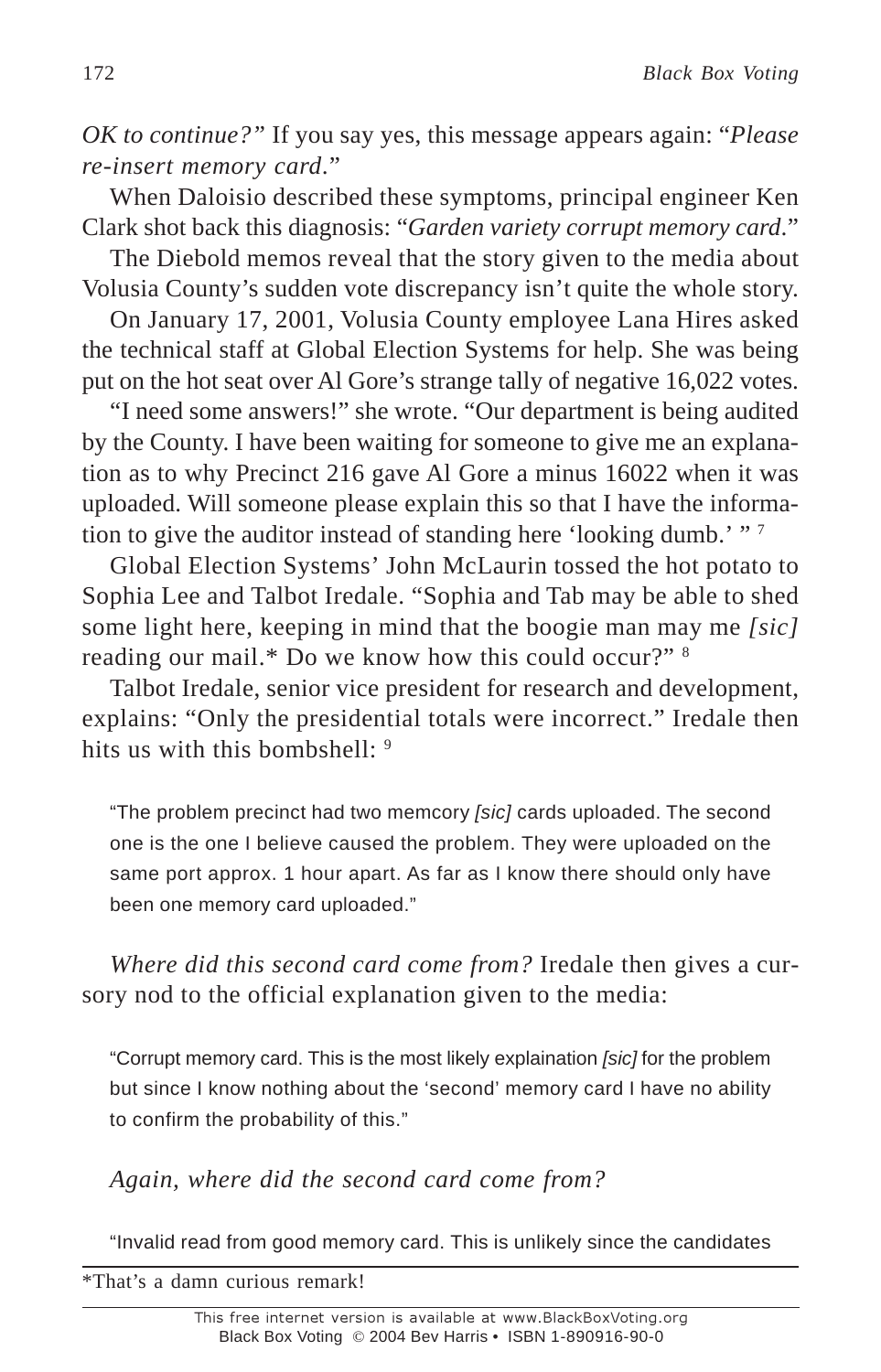*OK to continue?"* If you say yes, this message appears again: "*Please re-insert memory card.*"

When Daloisio described these symptoms, principal engineer Ken Clark shot back this diagnosis: "*Garden variety corrupt memory card.*"

The Diebold memos reveal that the story given to the media about Volusia County's sudden vote discrepancy isn't quite the whole story.

On January 17, 2001, Volusia County employee Lana Hires asked the technical staff at Global Election Systems for help. She was being put on the hot seat over Al Gore's strange tally of negative 16,022 votes.

"I need some answers!" she wrote. "Our department is being audited by the County. I have been waiting for someone to give me an explanation as to why Precinct 216 gave Al Gore a minus 16022 when it was uploaded. Will someone please explain this so that I have the information to give the auditor instead of standing here 'looking dumb.' " [7]

Global Election Systems' John McLaurin tossed the hot potato to Sophia Lee and Talbot Iredale. "Sophia and Tab may be able to shed some light here, keeping in mind that the boogie man may me *[sic]* reading our mail.* Do we know how this could occur?" [8]

Talbot Iredale, senior vice president for research and development, explains: "Only the presidential totals were incorrect." Iredale then hits us with this bombshell: [9]

> "The problem precinct had two memcory *[sic]* cards uploaded. The second one is the one I believe caused the problem. They were uploaded on the same port approx. 1 hour apart. As far as I know there should only have been one memory card uploaded."

*Where did this second card come from?* Iredale then gives a cursory nod to the official explanation given to the media:

> "Corrupt memory card. This is the most likely explaination *[sic]* for the problem but since I know nothing about the 'second' memory card I have no ability to confirm the probability of this."

*Again, where did the second card come from?*

> "Invalid read from good memory card. This is unlikely since the candidates

*That's a damn curious remark!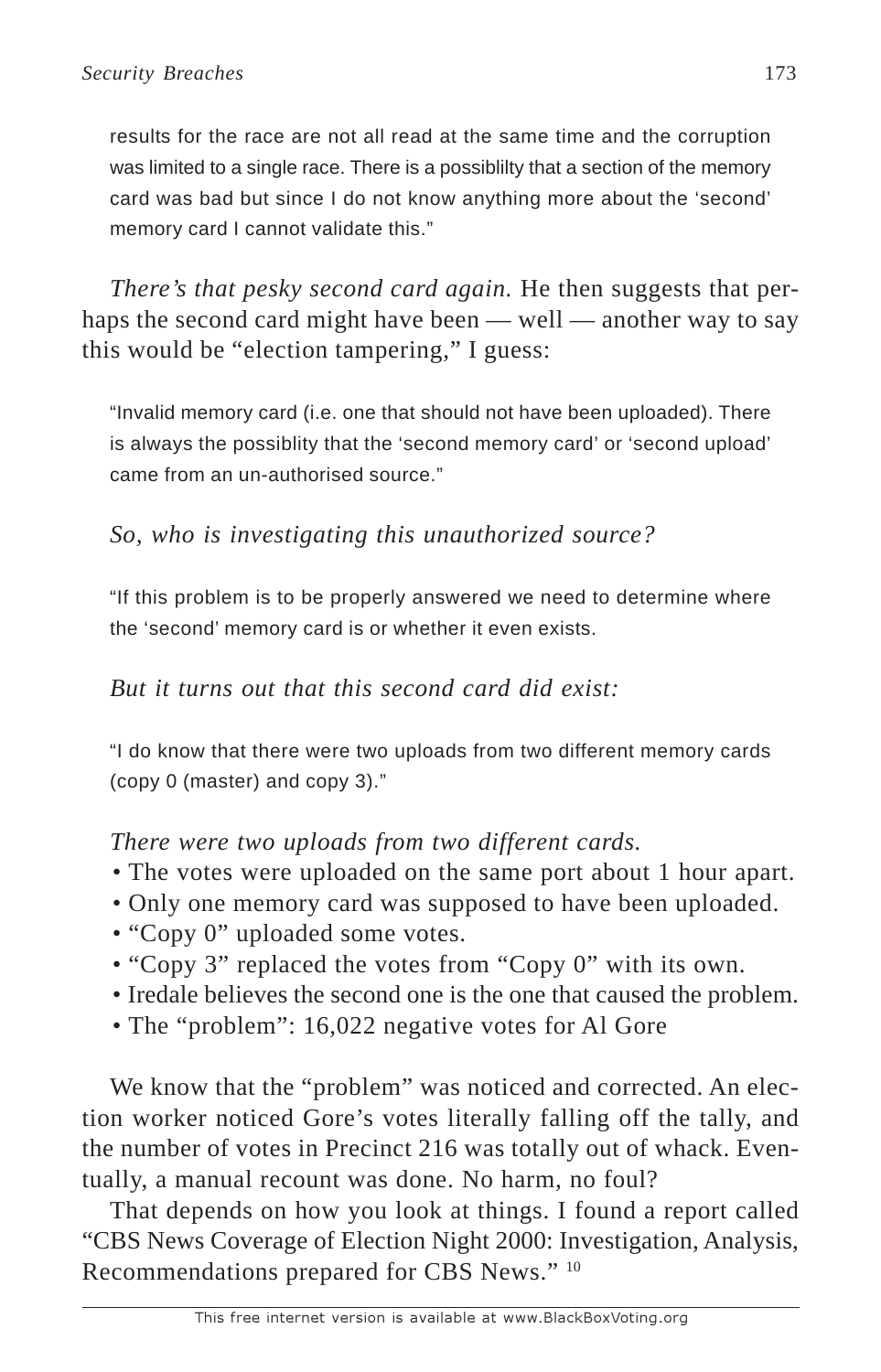> results for the race are not all read at the same time and the corruption was limited to a single race. There is a possiblilty that a section of the memory card was bad but since I do not know anything more about the 'second' memory card I cannot validate this."

*There's that pesky second card again.* He then suggests that perhaps the second card might have been — well — another way to say this would be "election tampering," I guess:

> "Invalid memory card (i.e. one that should not have been uploaded). There is always the possiblity that the 'second memory card' or 'second upload' came from an un-authorised source."

*So, who is investigating this unauthorized source?*

> "If this problem is to be properly answered we need to determine where the 'second' memory card is or whether it even exists.

*But it turns out that this second card did exist:*

> "I do know that there were two uploads from two different memory cards (copy 0 (master) and copy 3)."

*There were two uploads from two different cards.*

- The votes were uploaded on the same port about 1 hour apart.
- Only one memory card was supposed to have been uploaded.
- "Copy 0" uploaded some votes.
- "Copy 3" replaced the votes from "Copy 0" with its own.
- Iredale believes the second one is the one that caused the problem.
- The "problem": 16,022 negative votes for Al Gore

We know that the "problem" was noticed and corrected. An election worker noticed Gore's votes literally falling off the tally, and the number of votes in Precinct 216 was totally out of whack. Eventually, a manual recount was done. No harm, no foul?

That depends on how you look at things. I found a report called "CBS News Coverage of Election Night 2000: Investigation, Analysis, Recommendations prepared for CBS News." [10]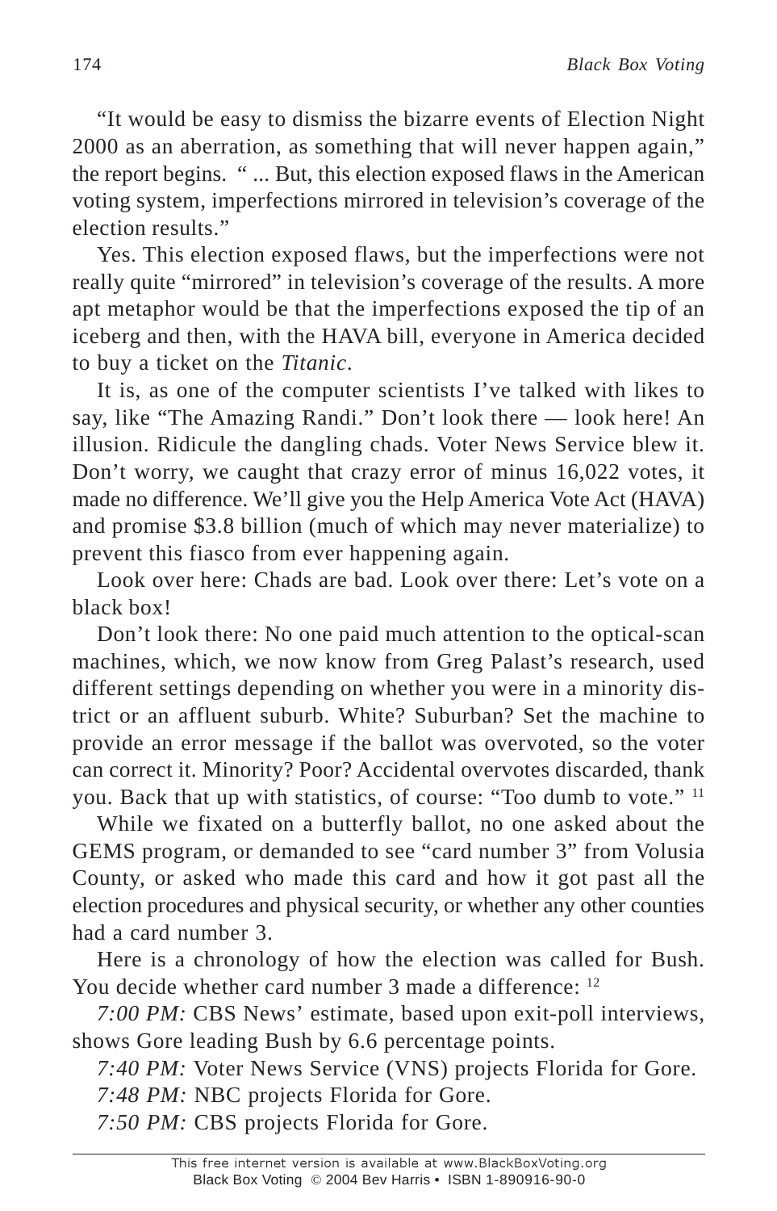"It would be easy to dismiss the bizarre events of Election Night 2000 as an aberration, as something that will never happen again," the report begins. " ... But, this election exposed flaws in the American voting system, imperfections mirrored in television's coverage of the election results."

Yes. This election exposed flaws, but the imperfections were not really quite "mirrored" in television's coverage of the results. A more apt metaphor would be that the imperfections exposed the tip of an iceberg and then, with the HAVA bill, everyone in America decided to buy a ticket on the *Titanic*.

It is, as one of the computer scientists I've talked with likes to say, like "The Amazing Randi." Don't look there — look here! An illusion. Ridicule the dangling chads. Voter News Service blew it. Don't worry, we caught that crazy error of minus 16,022 votes, it made no difference. We'll give you the Help America Vote Act (HAVA) and promise $3.8 billion (much of which may never materialize) to prevent this fiasco from ever happening again.

Look over here: Chads are bad. Look over there: Let's vote on a black box!

Don't look there: No one paid much attention to the optical-scan machines, which, we now know from Greg Palast's research, used different settings depending on whether you were in a minority district or an affluent suburb. White? Suburban? Set the machine to provide an error message if the ballot was overvoted, so the voter can correct it. Minority? Poor? Accidental overvotes discarded, thank you. Back that up with statistics, of course: "Too dumb to vote." [11]

While we fixated on a butterfly ballot, no one asked about the GEMS program, or demanded to see "card number 3" from Volusia County, or asked who made this card and how it got past all the election procedures and physical security, or whether any other counties had a card number 3.

Here is a chronology of how the election was called for Bush. You decide whether card number 3 made a difference: [12]

*7:00 PM:* CBS News' estimate, based upon exit-poll interviews, shows Gore leading Bush by 6.6 percentage points.

*7:40 PM:* Voter News Service (VNS) projects Florida for Gore.

*7:48 PM:* NBC projects Florida for Gore.

*7:50 PM:* CBS projects Florida for Gore.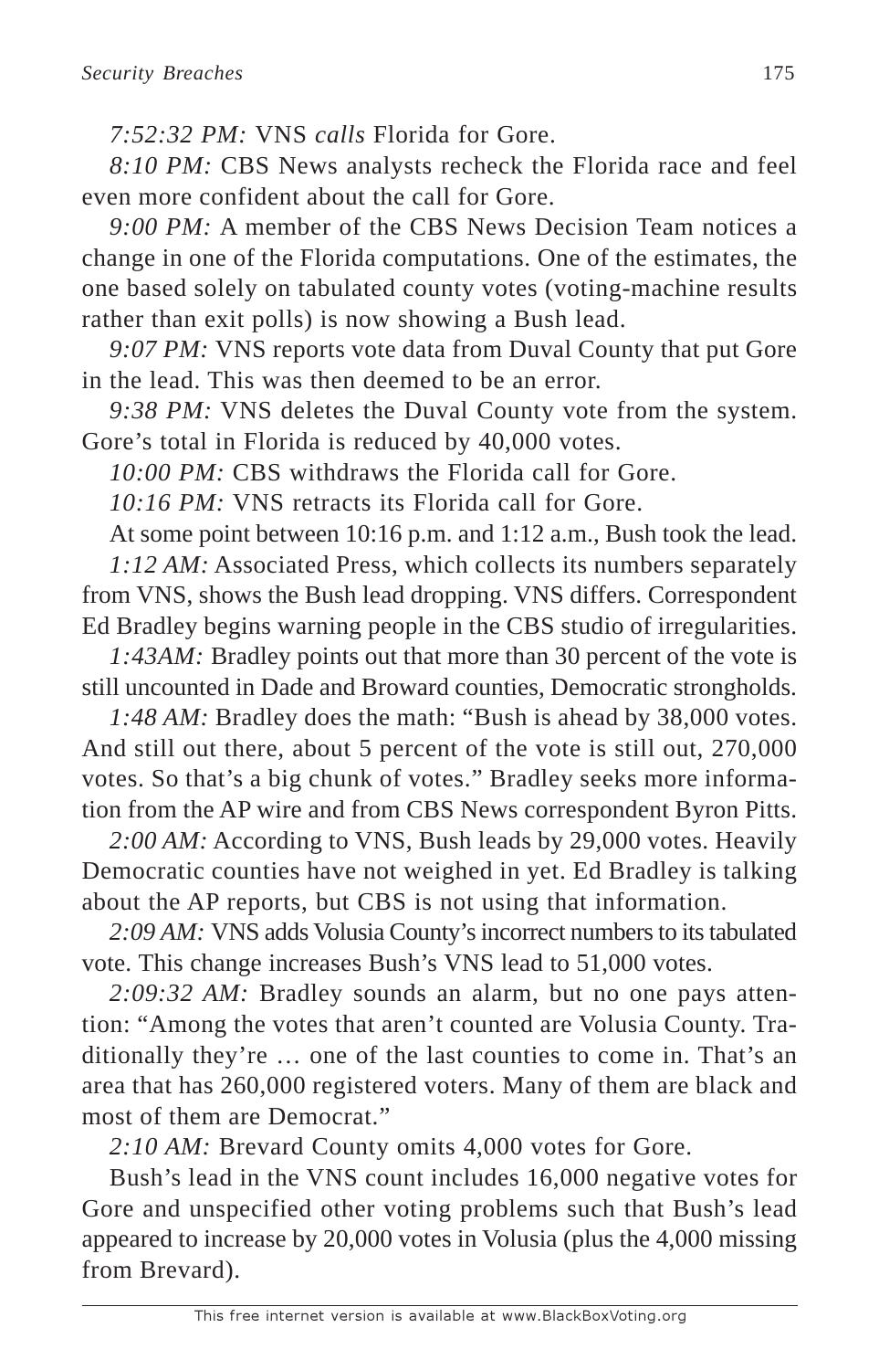*7:52:32 PM:* VNS *calls* Florida for Gore.

*8:10 PM:* CBS News analysts recheck the Florida race and feel even more confident about the call for Gore.

*9:00 PM:* A member of the CBS News Decision Team notices a change in one of the Florida computations. One of the estimates, the one based solely on tabulated county votes (voting-machine results rather than exit polls) is now showing a Bush lead.

*9:07 PM:* VNS reports vote data from Duval County that put Gore in the lead. This was then deemed to be an error.

*9:38 PM:* VNS deletes the Duval County vote from the system. Gore's total in Florida is reduced by 40,000 votes.

*10:00 PM:* CBS withdraws the Florida call for Gore.

*10:16 PM:* VNS retracts its Florida call for Gore.

At some point between 10:16 p.m. and 1:12 a.m., Bush took the lead.

*1:12 AM:* Associated Press, which collects its numbers separately from VNS, shows the Bush lead dropping. VNS differs. Correspondent Ed Bradley begins warning people in the CBS studio of irregularities.

*1:43AM:* Bradley points out that more than 30 percent of the vote is still uncounted in Dade and Broward counties, Democratic strongholds.

*1:48 AM:* Bradley does the math: "Bush is ahead by 38,000 votes. And still out there, about 5 percent of the vote is still out, 270,000 votes. So that's a big chunk of votes." Bradley seeks more information from the AP wire and from CBS News correspondent Byron Pitts.

*2:00 AM:* According to VNS, Bush leads by 29,000 votes. Heavily Democratic counties have not weighed in yet. Ed Bradley is talking about the AP reports, but CBS is not using that information.

*2:09 AM:* VNS adds Volusia County's incorrect numbers to its tabulated vote. This change increases Bush's VNS lead to 51,000 votes.

*2:09:32 AM:* Bradley sounds an alarm, but no one pays attention: "Among the votes that aren't counted are Volusia County. Traditionally they're … one of the last counties to come in. That's an area that has 260,000 registered voters. Many of them are black and most of them are Democrat."

*2:10 AM:* Brevard County omits 4,000 votes for Gore.

Bush's lead in the VNS count includes 16,000 negative votes for Gore and unspecified other voting problems such that Bush's lead appeared to increase by 20,000 votes in Volusia (plus the 4,000 missing from Brevard).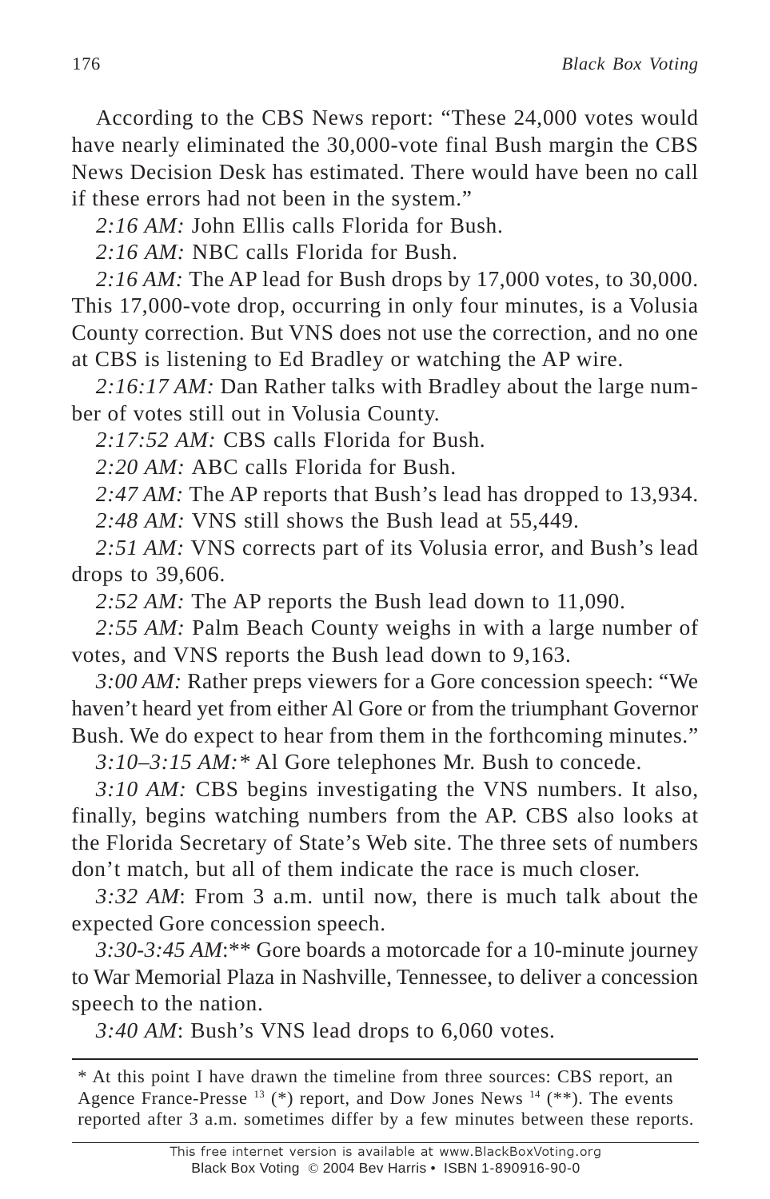According to the CBS News report: "These 24,000 votes would have nearly eliminated the 30,000-vote final Bush margin the CBS News Decision Desk has estimated. There would have been no call if these errors had not been in the system."

*2:16 AM:* John Ellis calls Florida for Bush.

*2:16 AM:* NBC calls Florida for Bush.

*2:16 AM:* The AP lead for Bush drops by 17,000 votes, to 30,000. This 17,000-vote drop, occurring in only four minutes, is a Volusia County correction. But VNS does not use the correction, and no one at CBS is listening to Ed Bradley or watching the AP wire.

*2:16:17 AM:* Dan Rather talks with Bradley about the large number of votes still out in Volusia County.

*2:17:52 AM:* CBS calls Florida for Bush.

*2:20 AM:* ABC calls Florida for Bush.

*2:47 AM:* The AP reports that Bush's lead has dropped to 13,934.

*2:48 AM:* VNS still shows the Bush lead at 55,449.

*2:51 AM:* VNS corrects part of its Volusia error, and Bush's lead drops to 39,606.

*2:52 AM:* The AP reports the Bush lead down to 11,090.

*2:55 AM:* Palm Beach County weighs in with a large number of votes, and VNS reports the Bush lead down to 9,163.

*3:00 AM:* Rather preps viewers for a Gore concession speech: "We haven't heard yet from either Al Gore or from the triumphant Governor Bush. We do expect to hear from them in the forthcoming minutes."

*3:10–3:15 AM:** Al Gore telephones Mr. Bush to concede.

*3:10 AM:* CBS begins investigating the VNS numbers. It also, finally, begins watching numbers from the AP. CBS also looks at the Florida Secretary of State's Web site. The three sets of numbers don't match, but all of them indicate the race is much closer.

*3:32 AM*: From 3 a.m. until now, there is much talk about the expected Gore concession speech.

*3:30-3:45 AM*:** Gore boards a motorcade for a 10-minute journey to War Memorial Plaza in Nashville, Tennessee, to deliver a concession speech to the nation.

*3:40 AM*: Bush's VNS lead drops to 6,060 votes.

---

\* At this point I have drawn the timeline from three sources: CBS report, an Agence France-Presse [13] (*) report, and Dow Jones News [14] (**). The events reported after 3 a.m. sometimes differ by a few minutes between these reports.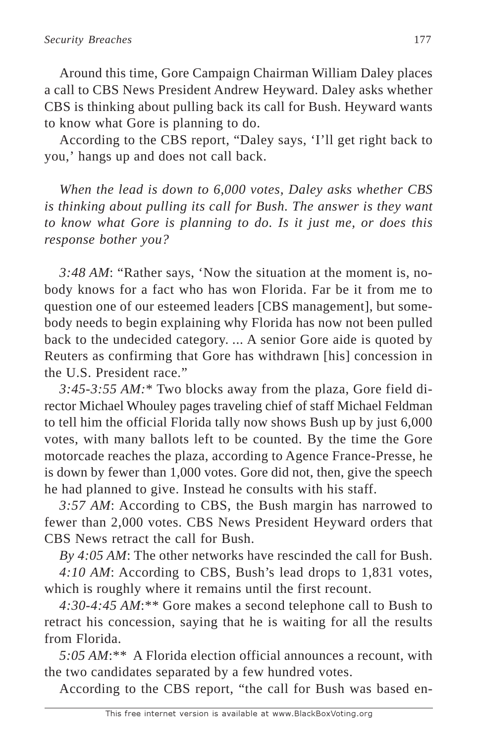Around this time, Gore Campaign Chairman William Daley places a call to CBS News President Andrew Heyward. Daley asks whether CBS is thinking about pulling back its call for Bush. Heyward wants to know what Gore is planning to do.

According to the CBS report, "Daley says, 'I'll get right back to you,' hangs up and does not call back.

*When the lead is down to 6,000 votes, Daley asks whether CBS is thinking about pulling its call for Bush. The answer is they want to know what Gore is planning to do. Is it just me, or does this response bother you?*

*3:48 AM*: "Rather says, 'Now the situation at the moment is, nobody knows for a fact who has won Florida. Far be it from me to question one of our esteemed leaders [CBS management], but somebody needs to begin explaining why Florida has now not been pulled back to the undecided category. ... A senior Gore aide is quoted by Reuters as confirming that Gore has withdrawn [his] concession in the U.S. President race."

*3:45-3:55 AM:\** Two blocks away from the plaza, Gore field director Michael Whouley pages traveling chief of staff Michael Feldman to tell him the official Florida tally now shows Bush up by just 6,000 votes, with many ballots left to be counted. By the time the Gore motorcade reaches the plaza, according to Agence France-Presse, he is down by fewer than 1,000 votes. Gore did not, then, give the speech he had planned to give. Instead he consults with his staff.

*3:57 AM*: According to CBS, the Bush margin has narrowed to fewer than 2,000 votes. CBS News President Heyward orders that CBS News retract the call for Bush.

*By 4:05 AM*: The other networks have rescinded the call for Bush.

*4:10 AM*: According to CBS, Bush's lead drops to 1,831 votes, which is roughly where it remains until the first recount.

*4:30-4:45 AM*:\*\* Gore makes a second telephone call to Bush to retract his concession, saying that he is waiting for all the results from Florida.

*5:05 AM*:\*\* A Florida election official announces a recount, with the two candidates separated by a few hundred votes.

According to the CBS report, "the call for Bush was based en-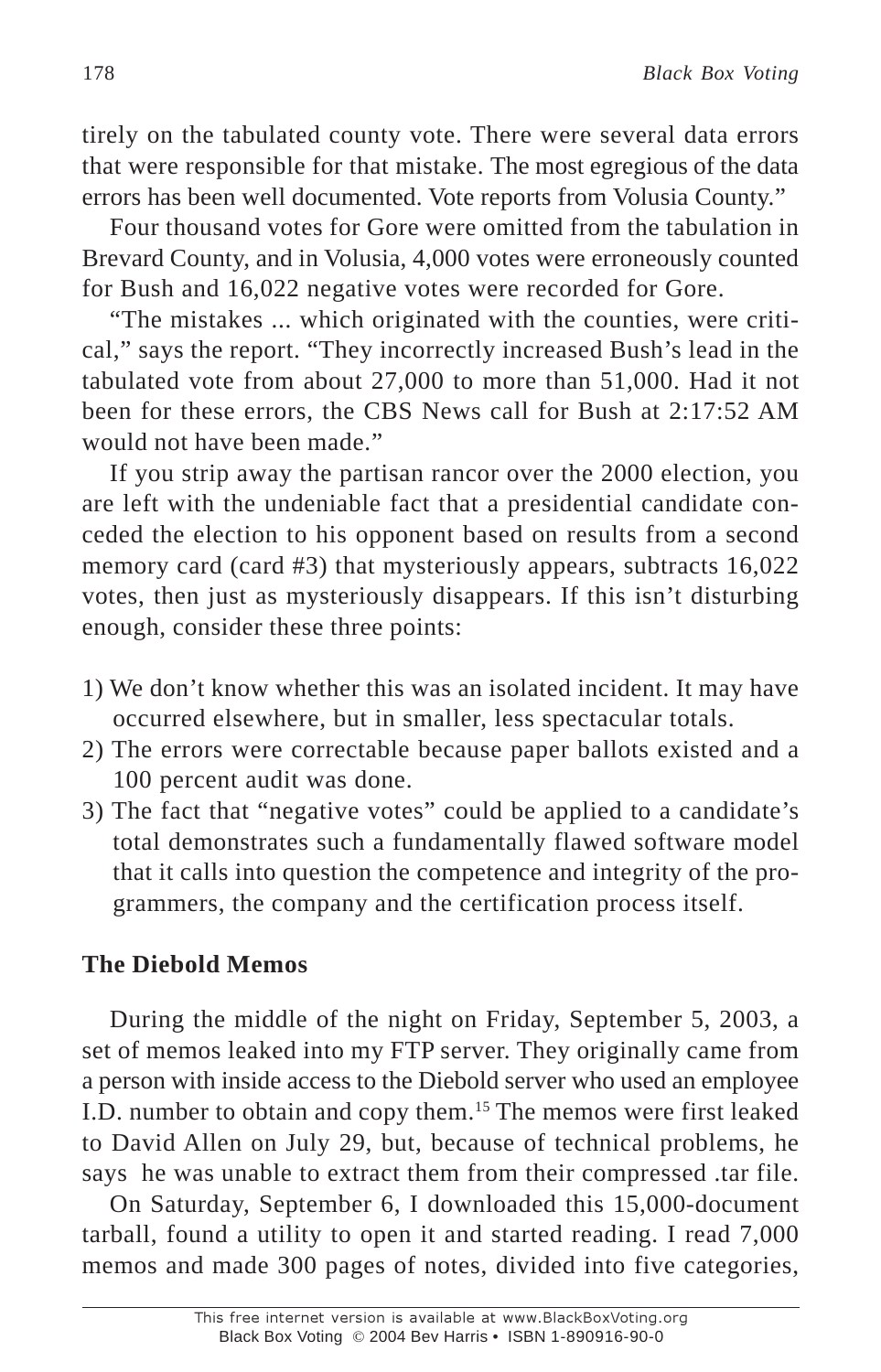tirely on the tabulated county vote. There were several data errors that were responsible for that mistake. The most egregious of the data errors has been well documented. Vote reports from Volusia County."

Four thousand votes for Gore were omitted from the tabulation in Brevard County, and in Volusia, 4,000 votes were erroneously counted for Bush and 16,022 negative votes were recorded for Gore.

"The mistakes ... which originated with the counties, were critical," says the report. "They incorrectly increased Bush's lead in the tabulated vote from about 27,000 to more than 51,000. Had it not been for these errors, the CBS News call for Bush at 2:17:52 AM would not have been made."

If you strip away the partisan rancor over the 2000 election, you are left with the undeniable fact that a presidential candidate conceded the election to his opponent based on results from a second memory card (card #3) that mysteriously appears, subtracts 16,022 votes, then just as mysteriously disappears. If this isn't disturbing enough, consider these three points:

1) We don't know whether this was an isolated incident. It may have occurred elsewhere, but in smaller, less spectacular totals.
2) The errors were correctable because paper ballots existed and a 100 percent audit was done.
3) The fact that "negative votes" could be applied to a candidate's total demonstrates such a fundamentally flawed software model that it calls into question the competence and integrity of the programmers, the company and the certification process itself.

## The Diebold Memos

During the middle of the night on Friday, September 5, 2003, a set of memos leaked into my FTP server. They originally came from a person with inside access to the Diebold server who used an employee I.D. number to obtain and copy them.[15] The memos were first leaked to David Allen on July 29, but, because of technical problems, he says he was unable to extract them from their compressed .tar file.

On Saturday, September 6, I downloaded this 15,000-document tarball, found a utility to open it and started reading. I read 7,000 memos and made 300 pages of notes, divided into five categories,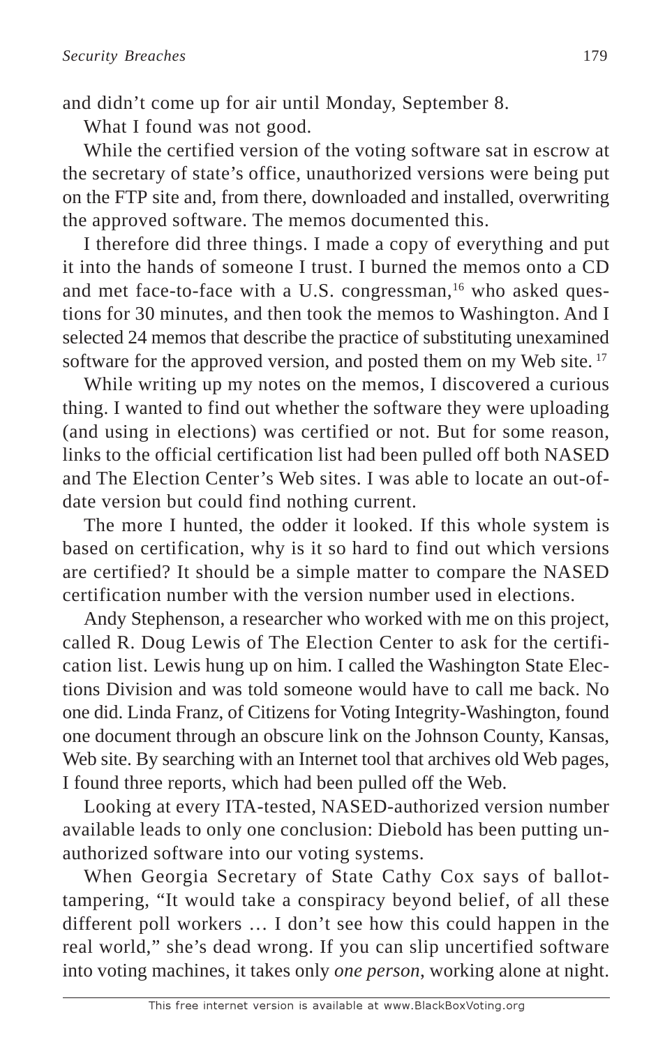and didn't come up for air until Monday, September 8.

What I found was not good.

While the certified version of the voting software sat in escrow at the secretary of state's office, unauthorized versions were being put on the FTP site and, from there, downloaded and installed, overwriting the approved software. The memos documented this.

I therefore did three things. I made a copy of everything and put it into the hands of someone I trust. I burned the memos onto a CD and met face-to-face with a U.S. congressman,[16] who asked questions for 30 minutes, and then took the memos to Washington. And I selected 24 memos that describe the practice of substituting unexamined software for the approved version, and posted them on my Web site. [17]

While writing up my notes on the memos, I discovered a curious thing. I wanted to find out whether the software they were uploading (and using in elections) was certified or not. But for some reason, links to the official certification list had been pulled off both NASED and The Election Center's Web sites. I was able to locate an out-of-date version but could find nothing current.

The more I hunted, the odder it looked. If this whole system is based on certification, why is it so hard to find out which versions are certified? It should be a simple matter to compare the NASED certification number with the version number used in elections.

Andy Stephenson, a researcher who worked with me on this project, called R. Doug Lewis of The Election Center to ask for the certification list. Lewis hung up on him. I called the Washington State Elections Division and was told someone would have to call me back. No one did. Linda Franz, of Citizens for Voting Integrity-Washington, found one document through an obscure link on the Johnson County, Kansas, Web site. By searching with an Internet tool that archives old Web pages, I found three reports, which had been pulled off the Web.

Looking at every ITA-tested, NASED-authorized version number available leads to only one conclusion: Diebold has been putting unauthorized software into our voting systems.

When Georgia Secretary of State Cathy Cox says of ballot-tampering, "It would take a conspiracy beyond belief, of all these different poll workers … I don't see how this could happen in the real world," she's dead wrong. If you can slip uncertified software into voting machines, it takes only *one person*, working alone at night.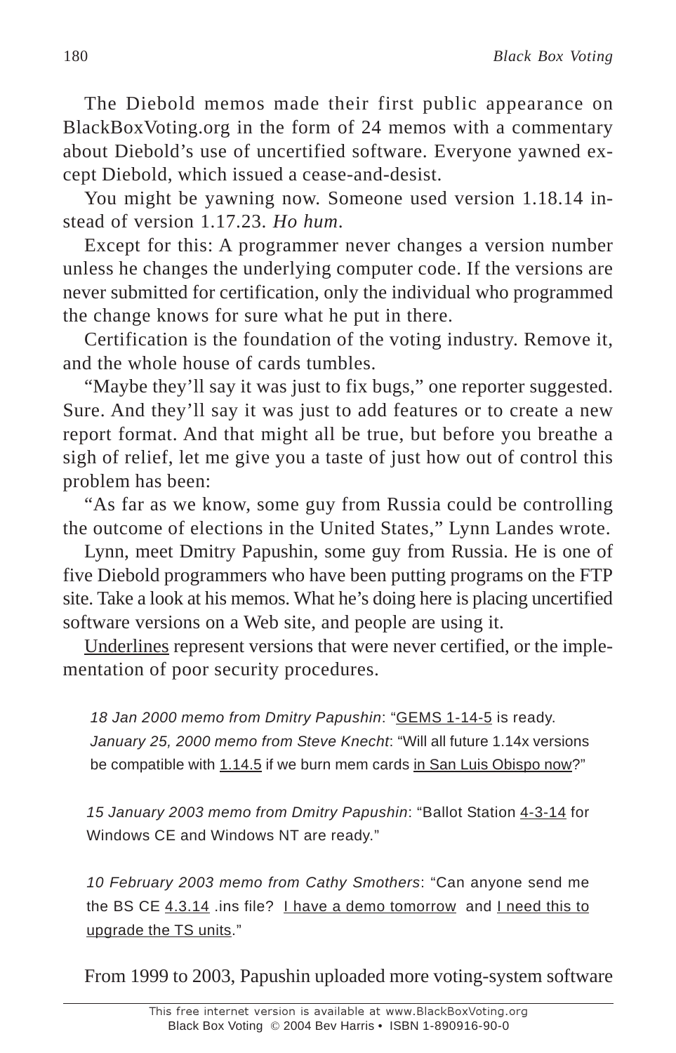The Diebold memos made their first public appearance on BlackBoxVoting.org in the form of 24 memos with a commentary about Diebold's use of uncertified software. Everyone yawned except Diebold, which issued a cease-and-desist.

You might be yawning now. Someone used version 1.18.14 instead of version 1.17.23. *Ho hum.*

Except for this: A programmer never changes a version number unless he changes the underlying computer code. If the versions are never submitted for certification, only the individual who programmed the change knows for sure what he put in there.

Certification is the foundation of the voting industry. Remove it, and the whole house of cards tumbles.

"Maybe they'll say it was just to fix bugs," one reporter suggested. Sure. And they'll say it was just to add features or to create a new report format. And that might all be true, but before you breathe a sigh of relief, let me give you a taste of just how out of control this problem has been:

"As far as we know, some guy from Russia could be controlling the outcome of elections in the United States," Lynn Landes wrote.

Lynn, meet Dmitry Papushin, some guy from Russia. He is one of five Diebold programmers who have been putting programs on the FTP site. Take a look at his memos. What he's doing here is placing uncertified software versions on a Web site, and people are using it.

<u>Underlines</u> represent versions that were never certified, or the implementation of poor security procedures.

> *18 Jan 2000 memo from Dmitry Papushin*: "<u>GEMS 1-14-5</u> is ready.
> *January 25, 2000 memo from Steve Knecht*: "Will all future 1.14x versions be compatible with <u>1.14.5</u> if we burn mem cards <u>in San Luis Obispo now</u>?"

> *15 January 2003 memo from Dmitry Papushin*: "Ballot Station <u>4-3-14</u> for Windows CE and Windows NT are ready."

> *10 February 2003 memo from Cathy Smothers*: "Can anyone send me the BS CE <u>4.3.14</u> .ins file? <u>I have a demo tomorrow</u> and <u>I need this to upgrade the TS units</u>."

From 1999 to 2003, Papushin uploaded more voting-system software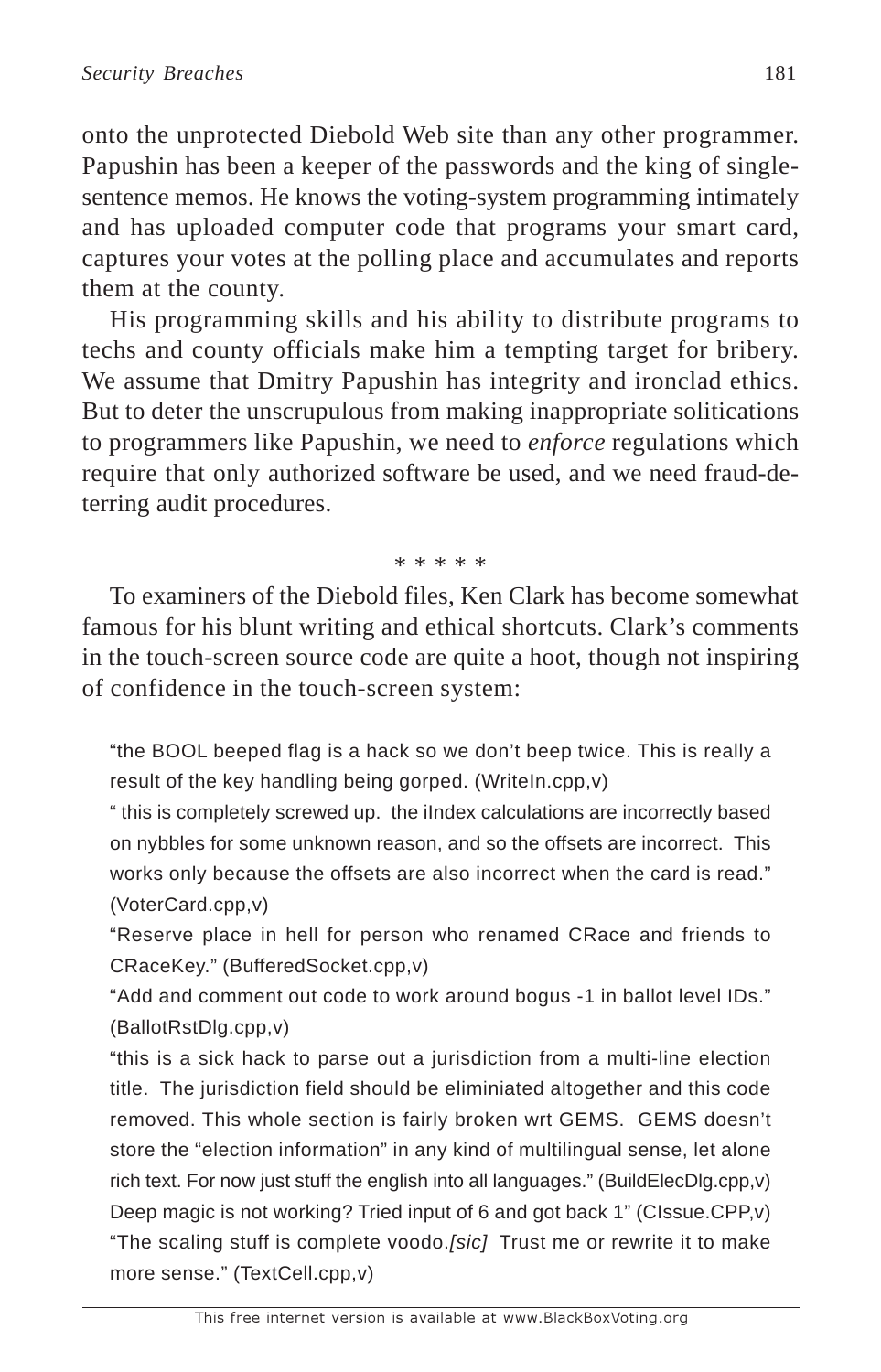onto the unprotected Diebold Web site than any other programmer. Papushin has been a keeper of the passwords and the king of single-sentence memos. He knows the voting-system programming intimately and has uploaded computer code that programs your smart card, captures your votes at the polling place and accumulates and reports them at the county.

His programming skills and his ability to distribute programs to techs and county officials make him a tempting target for bribery. We assume that Dmitry Papushin has integrity and ironclad ethics. But to deter the unscrupulous from making inappropriate solitications to programmers like Papushin, we need to *enforce* regulations which require that only authorized software be used, and we need fraud-deterring audit procedures.

\* \* \* \* \*

To examiners of the Diebold files, Ken Clark has become somewhat famous for his blunt writing and ethical shortcuts. Clark's comments in the touch-screen source code are quite a hoot, though not inspiring of confidence in the touch-screen system:

> "the BOOL beeped flag is a hack so we don't beep twice. This is really a result of the key handling being gorped. (WriteIn.cpp,v)
>
> " this is completely screwed up. the iIndex calculations are incorrectly based on nybbles for some unknown reason, and so the offsets are incorrect. This works only because the offsets are also incorrect when the card is read." (VoterCard.cpp,v)
>
> "Reserve place in hell for person who renamed CRace and friends to CRaceKey." (BufferedSocket.cpp,v)
>
> "Add and comment out code to work around bogus -1 in ballot level IDs." (BallotRstDlg.cpp,v)
>
> "this is a sick hack to parse out a jurisdiction from a multi-line election title. The jurisdiction field should be eliminiated altogether and this code removed. This whole section is fairly broken wrt GEMS. GEMS doesn't store the "election information" in any kind of multilingual sense, let alone rich text. For now just stuff the english into all languages." (BuildElecDlg.cpp,v)
>
> Deep magic is not working? Tried input of 6 and got back 1" (CIssue.CPP,v)
>
> "The scaling stuff is complete voodo.*[sic]* Trust me or rewrite it to make more sense." (TextCell.cpp,v)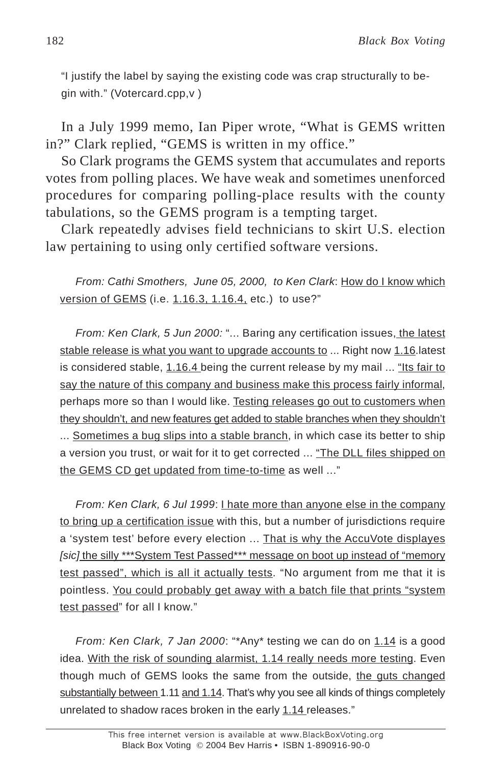"I justify the label by saying the existing code was crap structurally to begin with." (Votercard.cpp,v )

In a July 1999 memo, Ian Piper wrote, "What is GEMS written in?" Clark replied, "GEMS is written in my office."

So Clark programs the GEMS system that accumulates and reports votes from polling places. We have weak and sometimes unenforced procedures for comparing polling-place results with the county tabulations, so the GEMS program is a tempting target.

Clark repeatedly advises field technicians to skirt U.S. election law pertaining to using only certified software versions.

*From: Cathi Smothers, June 05, 2000, to Ken Clark*: <u>How do I know which version of GEMS</u> (i.e. <u>1.16.3, 1.16.4,</u> etc.) to use?"

*From: Ken Clark, 5 Jun 2000:* "... Baring any certification issues<u>, the latest stable release is what you want to upgrade accounts to</u> ... Right now <u>1.16</u>.latest is considered stable, <u>1.16.4</u> being the current release by my mail ... <u>"Its fair to say the nature of this company and business make this process fairly informal</u>, perhaps more so than I would like. <u>Testing releases go out to customers when they shouldn't, and new features get added to stable branches when they shouldn't</u> ... <u>Sometimes a bug slips into a stable branch</u>, in which case its better to ship a version you trust, or wait for it to get corrected ... <u>"The DLL files shipped on the GEMS CD get updated from time-to-time</u> as well ..."

*From: Ken Clark, 6 Jul 1999*: <u>I hate more than anyone else in the company to bring up a certification issue</u> with this, but a number of jurisdictions require a 'system test' before every election ... <u>That is why the AccuVote displayes</u> *[sic]* <u>the silly ***System Test Passed*** message on boot up instead of "memory test passed", which is all it actually tests</u>. "No argument from me that it is pointless. <u>You could probably get away with a batch file that prints "system test passed</u>" for all I know."

*From: Ken Clark, 7 Jan 2000*: "*Any* testing we can do on <u>1.14</u> is a good idea. <u>With the risk of sounding alarmist, 1.14 really needs more testing</u>. Even though much of GEMS looks the same from the outside, <u>the guts changed substantially between</u> 1.11 <u>and 1.14</u>. That's why you see all kinds of things completely unrelated to shadow races broken in the early <u>1.14</u> releases."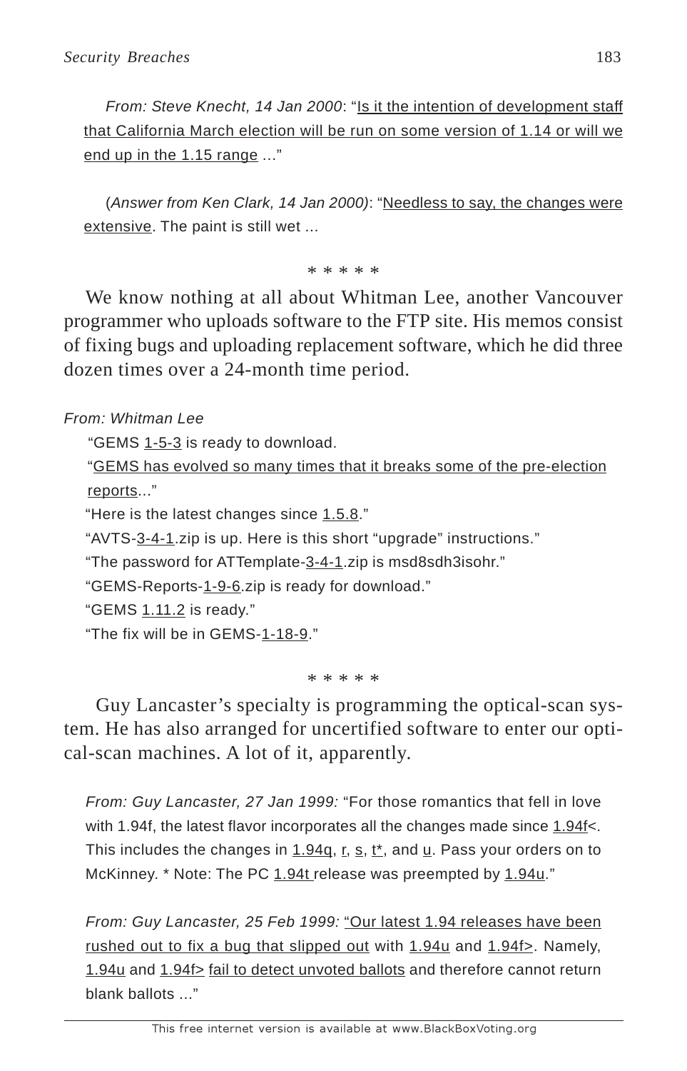*From: Steve Knecht, 14 Jan 2000*: "<u>Is it the intention of development staff that California March election will be run on some version of 1.14 or will we end up in the 1.15 range</u> …"

(*Answer from Ken Clark, 14 Jan 2000)*: "<u>Needless to say, the changes were extensive</u>. The paint is still wet ...

\* \* \* \* \*

We know nothing at all about Whitman Lee, another Vancouver programmer who uploads software to the FTP site. His memos consist of fixing bugs and uploading replacement software, which he did three dozen times over a 24-month time period.

*From: Whitman Lee*

"GEMS <u>1-5-3</u> is ready to download.

"<u>GEMS has evolved so many times that it breaks some of the pre-election reports</u>..."

"Here is the latest changes since <u>1.5.8</u>."

"AVTS-<u>3-4-1</u>.zip is up. Here is this short "upgrade" instructions."

"The password for ATTemplate-<u>3-4-1</u>.zip is msd8sdh3isohr."

"GEMS-Reports-<u>1-9-6</u>.zip is ready for download."

"GEMS <u>1.11.2</u> is ready."

"The fix will be in GEMS-<u>1-18-9</u>."

\* \* \* \* \*

Guy Lancaster's specialty is programming the optical-scan system. He has also arranged for uncertified software to enter our optical-scan machines. A lot of it, apparently.

*From: Guy Lancaster, 27 Jan 1999:* "For those romantics that fell in love with 1.94f, the latest flavor incorporates all the changes made since <u>1.94f</u><. This includes the changes in <u>1.94q</u>, <u>r</u>, <u>s</u>, <u>t*</u>, and <u>u</u>. Pass your orders on to McKinney. * Note: The PC <u>1.94t</u> release was preempted by <u>1.94u</u>."

*From: Guy Lancaster, 25 Feb 1999:* "<u>Our latest 1.94 releases have been rushed out to fix a bug that slipped out</u> with <u>1.94u</u> and <u>1.94f></u>. Namely, <u>1.94u</u> and <u>1.94f></u> <u>fail to detect unvoted ballots</u> and therefore cannot return blank ballots ..."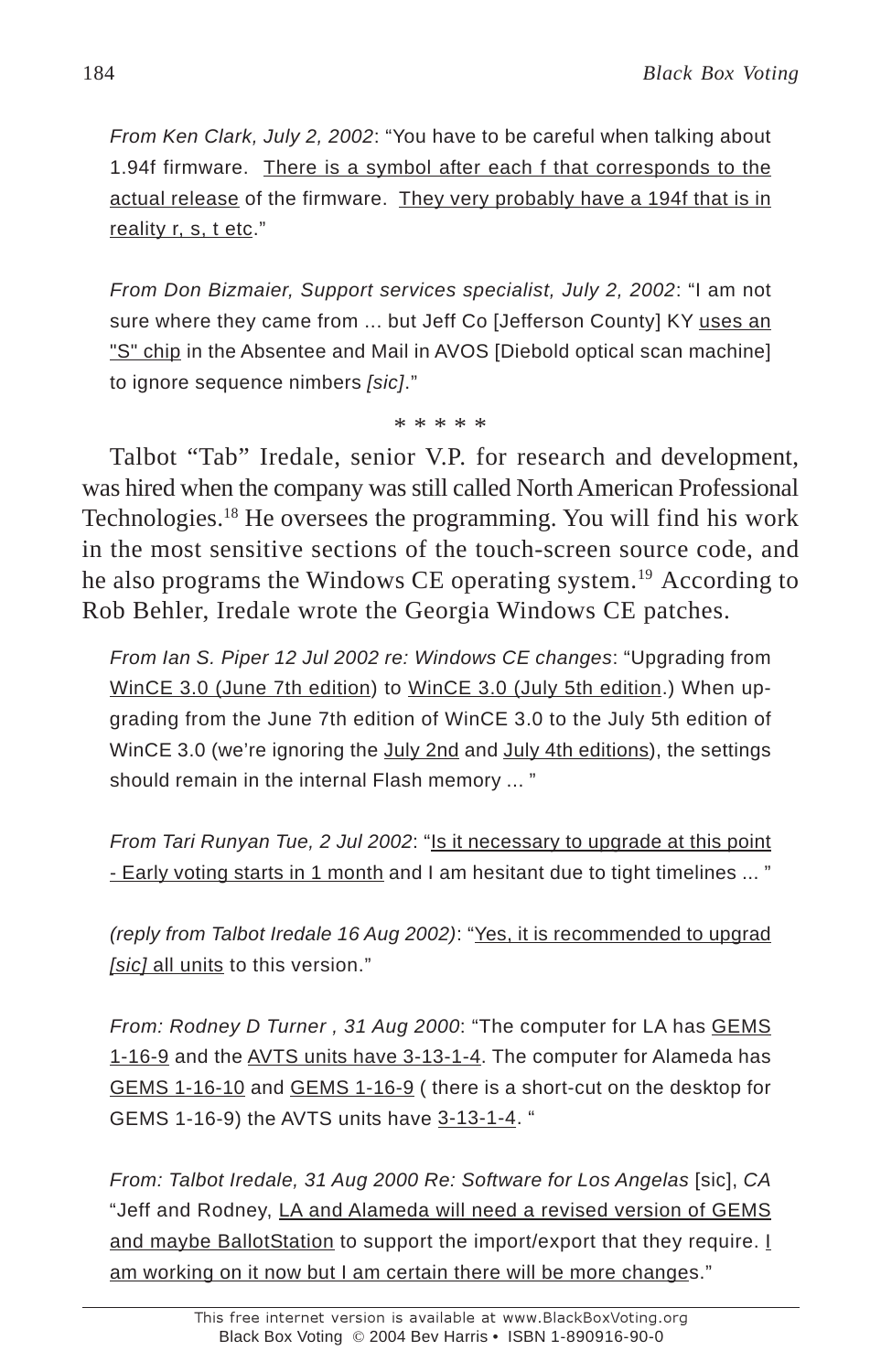*From Ken Clark, July 2, 2002*: “You have to be careful when talking about 1.94f firmware. <u>There is a symbol after each f that corresponds to the actual release</u> of the firmware. <u>They very probably have a 194f that is in reality r, s, t etc</u>.”

*From Don Bizmaier, Support services specialist, July 2, 2002*: “I am not sure where they came from ... but Jeff Co [Jefferson County] KY <u>uses an "S" chip</u> in the Absentee and Mail in AVOS [Diebold optical scan machine] to ignore sequence nimbers *[sic]*.”

\* \* \* \* \*

Talbot “Tab” Iredale, senior V.P. for research and development, was hired when the company was still called North American Professional Technologies.[18] He oversees the programming. You will find his work in the most sensitive sections of the touch-screen source code, and he also programs the Windows CE operating system.[19] According to Rob Behler, Iredale wrote the Georgia Windows CE patches.

*From Ian S. Piper 12 Jul 2002 re: Windows CE changes*: “Upgrading from <u>WinCE 3.0 (June 7th edition</u>) to <u>WinCE 3.0 (July 5th edition</u>.) When upgrading from the June 7th edition of WinCE 3.0 to the July 5th edition of WinCE 3.0 (we’re ignoring the <u>July 2nd</u> and <u>July 4th editions</u>), the settings should remain in the internal Flash memory ... ”

*From Tari Runyan Tue, 2 Jul 2002*: “<u>Is it necessary to upgrade at this point - Early voting starts in 1 month</u> and I am hesitant due to tight timelines ... ”

*(reply from Talbot Iredale 16 Aug 2002)*: “<u>Yes, it is recommended to upgrad *[sic]* all units</u> to this version.”

*From: Rodney D Turner , 31 Aug 2000*: “The computer for LA has <u>GEMS 1-16-9</u> and the <u>AVTS units have 3-13-1-4</u>. The computer for Alameda has <u>GEMS 1-16-10</u> and <u>GEMS 1-16-9</u> ( there is a short-cut on the desktop for GEMS 1-16-9) the AVTS units have <u>3-13-1-4</u>. “

*From: Talbot Iredale, 31 Aug 2000 Re: Software for Los Angelas* [sic], *CA* “Jeff and Rodney, <u>LA and Alameda will need a revised version of GEMS and maybe BallotStation</u> to support the import/export that they require. <u>I am working on it now but I am certain there will be more change</u>s.”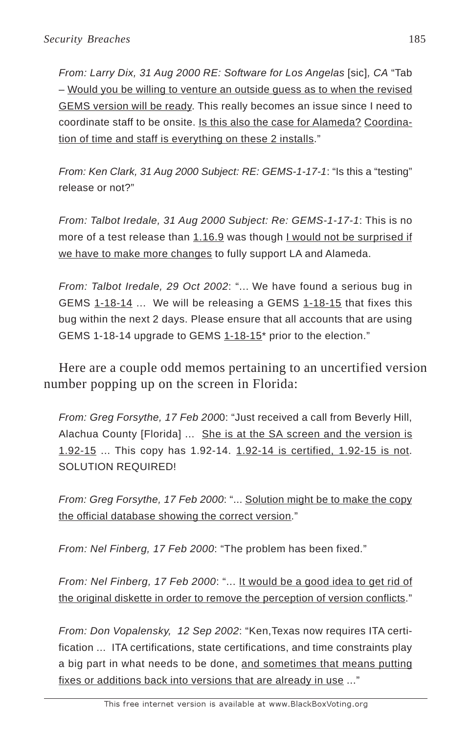*From: Larry Dix, 31 Aug 2000 RE: Software for Los Angelas* [sic]*, CA* "Tab – <u>Would you be willing to venture an outside guess as to when the revised GEMS version will be ready</u>. This really becomes an issue since I need to coordinate staff to be onsite. <u>Is this also the case for Alameda?</u> <u>Coordination of time and staff is everything on these 2 installs</u>."

*From: Ken Clark, 31 Aug 2000 Subject: RE: GEMS-1-17-1*: "Is this a "testing" release or not?"

*From: Talbot Iredale, 31 Aug 2000 Subject: Re: GEMS-1-17-1*: This is no more of a test release than <u>1.16.9</u> was though <u>I would not be surprised if we have to make more changes</u> to fully support LA and Alameda.

*From: Talbot Iredale, 29 Oct 2002*: "... We have found a serious bug in GEMS <u>1-18-14</u> ... We will be releasing a GEMS <u>1-18-15</u> that fixes this bug within the next 2 days. Please ensure that all accounts that are using GEMS 1-18-14 upgrade to GEMS <u>1-18-15</u>* prior to the election."

Here are a couple odd memos pertaining to an uncertified version number popping up on the screen in Florida:

*From: Greg Forsythe, 17 Feb 200*0: "Just received a call from Beverly Hill, Alachua County [Florida] ... <u>She is at the SA screen and the version is 1.92-15</u> ... This copy has 1.92-14. <u>1.92-14 is certified, 1.92-15 is not</u>. SOLUTION REQUIRED!

*From: Greg Forsythe, 17 Feb 2000*: "... <u>Solution might be to make the copy the official database showing the correct version</u>."

*From: Nel Finberg, 17 Feb 2000*: "The problem has been fixed."

*From: Nel Finberg, 17 Feb 2000*: "... <u>It would be a good idea to get rid of the original diskette in order to remove the perception of version conflicts</u>."

*From: Don Vopalensky, 12 Sep 2002*: "Ken,Texas now requires ITA certification ... ITA certifications, state certifications, and time constraints play a big part in what needs to be done, <u>and sometimes that means putting fixes or additions back into versions that are already in use</u> ..."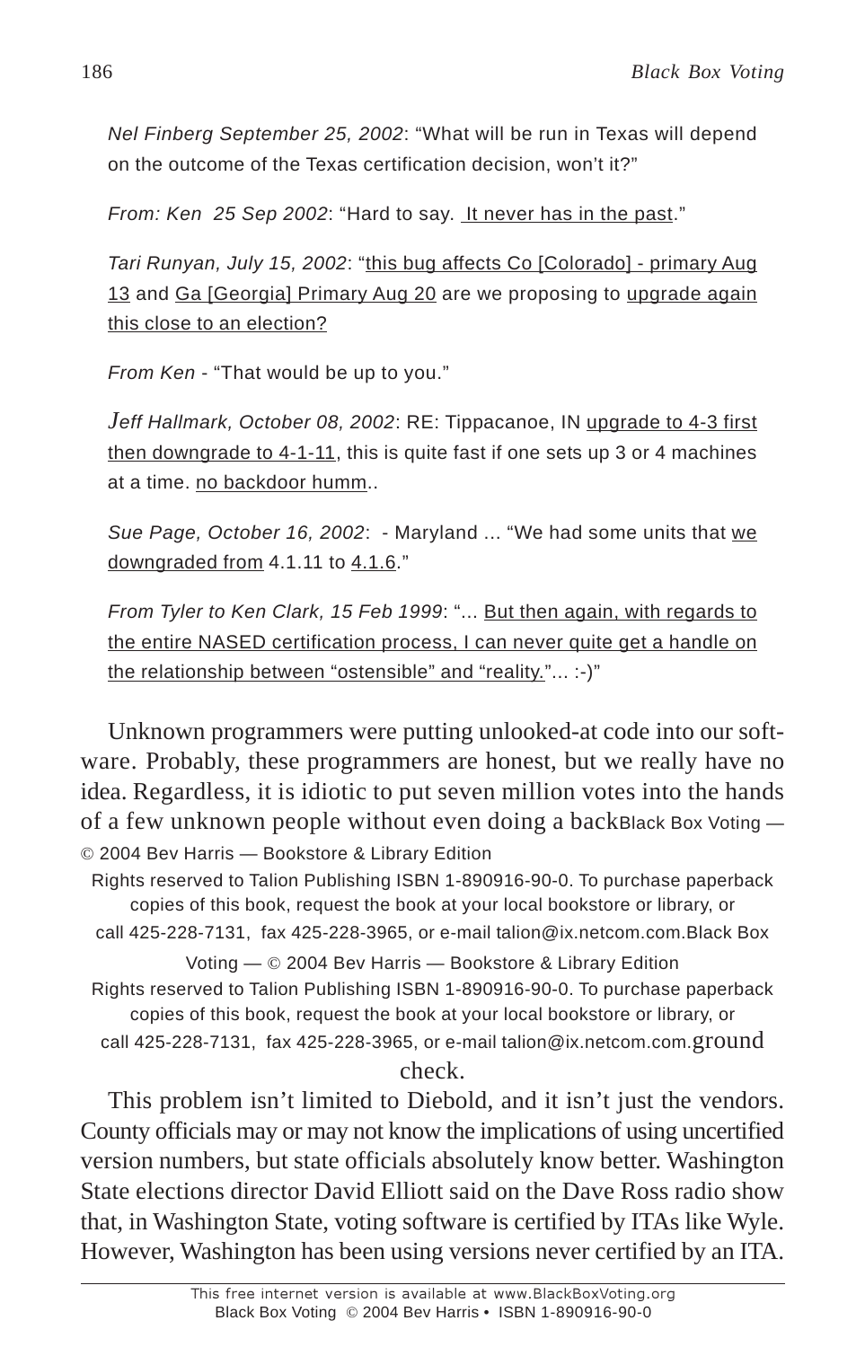*Nel Finberg September 25, 2002*: “What will be run in Texas will depend on the outcome of the Texas certification decision, won’t it?”

*From: Ken 25 Sep 2002*: “Hard to say. It never has in the past.”

*Tari Runyan, July 15, 2002*: “this bug affects Co [Colorado] - primary Aug 13 and Ga [Georgia] Primary Aug 20 are we proposing to upgrade again this close to an election?

*From Ken* - “That would be up to you.”

*Jeff Hallmark, October 08, 2002*: RE: Tippacanoe, IN upgrade to 4-3 first then downgrade to 4-1-11, this is quite fast if one sets up 3 or 4 machines at a time. no backdoor humm..

*Sue Page, October 16, 2002*: - Maryland ... “We had some units that we downgraded from 4.1.11 to 4.1.6.”

*From Tyler to Ken Clark, 15 Feb 1999*: “... But then again, with regards to the entire NASED certification process, I can never quite get a handle on the relationship between “ostensible” and “reality.”... :-)”

Unknown programmers were putting unlooked-at code into our software. Probably, these programmers are honest, but we really have no idea. Regardless, it is idiotic to put seven million votes into the hands of a few unknown people without even doing a background check.

This problem isn’t limited to Diebold, and it isn’t just the vendors. County officials may or may not know the implications of using uncertified version numbers, but state officials absolutely know better. Washington State elections director David Elliott said on the Dave Ross radio show that, in Washington State, voting software is certified by ITAs like Wyle. However, Washington has been using versions never certified by an ITA.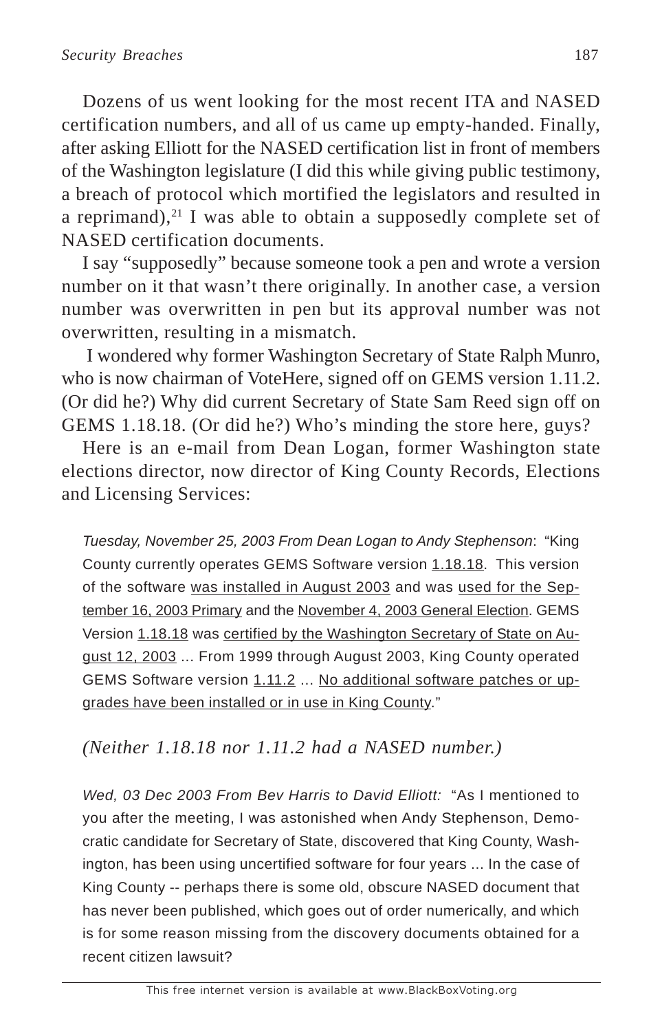Dozens of us went looking for the most recent ITA and NASED certification numbers, and all of us came up empty-handed. Finally, after asking Elliott for the NASED certification list in front of members of the Washington legislature (I did this while giving public testimony, a breach of protocol which mortified the legislators and resulted in a reprimand),[21] I was able to obtain a supposedly complete set of NASED certification documents.

I say "supposedly" because someone took a pen and wrote a version number on it that wasn't there originally. In another case, a version number was overwritten in pen but its approval number was not overwritten, resulting in a mismatch.

I wondered why former Washington Secretary of State Ralph Munro, who is now chairman of VoteHere, signed off on GEMS version 1.11.2. (Or did he?) Why did current Secretary of State Sam Reed sign off on GEMS 1.18.18. (Or did he?) Who's minding the store here, guys?

Here is an e-mail from Dean Logan, former Washington state elections director, now director of King County Records, Elections and Licensing Services:

> *Tuesday, November 25, 2003 From Dean Logan to Andy Stephenson*: "King County currently operates GEMS Software version <u>1.18.18</u>. This version of the software <u>was installed in August 2003</u> and was <u>used for the September 16, 2003 Primary</u> and the <u>November 4, 2003 General Election</u>. GEMS Version <u>1.18.18</u> was <u>certified by the Washington Secretary of State on August 12, 2003</u> ... From 1999 through August 2003, King County operated GEMS Software version <u>1.11.2</u> ... <u>No additional software patches or upgrades have been installed or in use in King County</u>."

*(Neither 1.18.18 nor 1.11.2 had a NASED number.)*

> *Wed, 03 Dec 2003 From Bev Harris to David Elliott:* "As I mentioned to you after the meeting, I was astonished when Andy Stephenson, Democratic candidate for Secretary of State, discovered that King County, Washington, has been using uncertified software for four years ... In the case of King County -- perhaps there is some old, obscure NASED document that has never been published, which goes out of order numerically, and which is for some reason missing from the discovery documents obtained for a recent citizen lawsuit?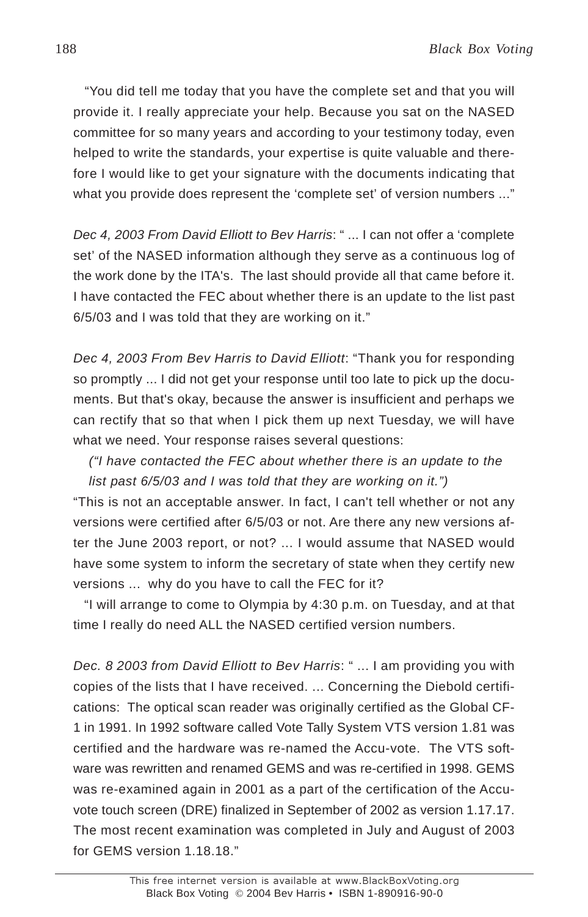"You did tell me today that you have the complete set and that you will provide it. I really appreciate your help. Because you sat on the NASED committee for so many years and according to your testimony today, even helped to write the standards, your expertise is quite valuable and therefore I would like to get your signature with the documents indicating that what you provide does represent the 'complete set' of version numbers ..."

*Dec 4, 2003 From David Elliott to Bev Harris*: " ... I can not offer a 'complete set' of the NASED information although they serve as a continuous log of the work done by the ITA's. The last should provide all that came before it. I have contacted the FEC about whether there is an update to the list past 6/5/03 and I was told that they are working on it."

*Dec 4, 2003 From Bev Harris to David Elliott*: "Thank you for responding so promptly ... I did not get your response until too late to pick up the documents. But that's okay, because the answer is insufficient and perhaps we can rectify that so that when I pick them up next Tuesday, we will have what we need. Your response raises several questions:

*("I have contacted the FEC about whether there is an update to the list past 6/5/03 and I was told that they are working on it.")*

"This is not an acceptable answer. In fact, I can't tell whether or not any versions were certified after 6/5/03 or not. Are there any new versions after the June 2003 report, or not? ... I would assume that NASED would have some system to inform the secretary of state when they certify new versions ... why do you have to call the FEC for it?

"I will arrange to come to Olympia by 4:30 p.m. on Tuesday, and at that time I really do need ALL the NASED certified version numbers.

*Dec. 8 2003 from David Elliott to Bev Harris*: " ... I am providing you with copies of the lists that I have received. ... Concerning the Diebold certifications: The optical scan reader was originally certified as the Global CF-1 in 1991. In 1992 software called Vote Tally System VTS version 1.81 was certified and the hardware was re-named the Accu-vote. The VTS software was rewritten and renamed GEMS and was re-certified in 1998. GEMS was re-examined again in 2001 as a part of the certification of the Accu-vote touch screen (DRE) finalized in September of 2002 as version 1.17.17. The most recent examination was completed in July and August of 2003 for GEMS version 1.18.18."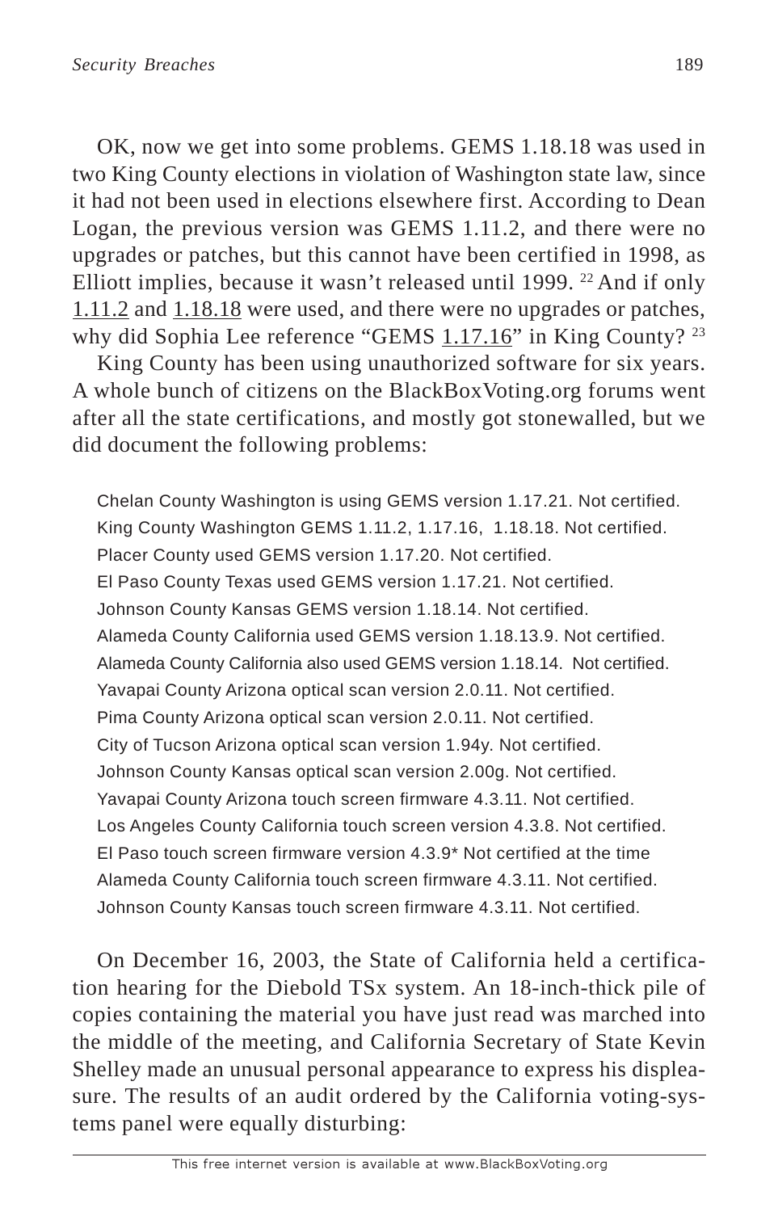OK, now we get into some problems. GEMS 1.18.18 was used in two King County elections in violation of Washington state law, since it had not been used in elections elsewhere first. According to Dean Logan, the previous version was GEMS 1.11.2, and there were no upgrades or patches, but this cannot have been certified in 1998, as Elliott implies, because it wasn't released until 1999. [22] And if only 1.11.2 and 1.18.18 were used, and there were no upgrades or patches, why did Sophia Lee reference "GEMS 1.17.16" in King County? [23]

King County has been using unauthorized software for six years. A whole bunch of citizens on the BlackBoxVoting.org forums went after all the state certifications, and mostly got stonewalled, but we did document the following problems:

Chelan County Washington is using GEMS version 1.17.21. Not certified.
King County Washington GEMS 1.11.2, 1.17.16, 1.18.18. Not certified.
Placer County used GEMS version 1.17.20. Not certified.
El Paso County Texas used GEMS version 1.17.21. Not certified.
Johnson County Kansas GEMS version 1.18.14. Not certified.
Alameda County California used GEMS version 1.18.13.9. Not certified.
Alameda County California also used GEMS version 1.18.14. Not certified.
Yavapai County Arizona optical scan version 2.0.11. Not certified.
Pima County Arizona optical scan version 2.0.11. Not certified.
City of Tucson Arizona optical scan version 1.94y. Not certified.
Johnson County Kansas optical scan version 2.00g. Not certified.
Yavapai County Arizona touch screen firmware 4.3.11. Not certified.
Los Angeles County California touch screen version 4.3.8. Not certified.
El Paso touch screen firmware version 4.3.9* Not certified at the time
Alameda County California touch screen firmware 4.3.11. Not certified.
Johnson County Kansas touch screen firmware 4.3.11. Not certified.

On December 16, 2003, the State of California held a certification hearing for the Diebold TSx system. An 18-inch-thick pile of copies containing the material you have just read was marched into the middle of the meeting, and California Secretary of State Kevin Shelley made an unusual personal appearance to express his displeasure. The results of an audit ordered by the California voting-systems panel were equally disturbing: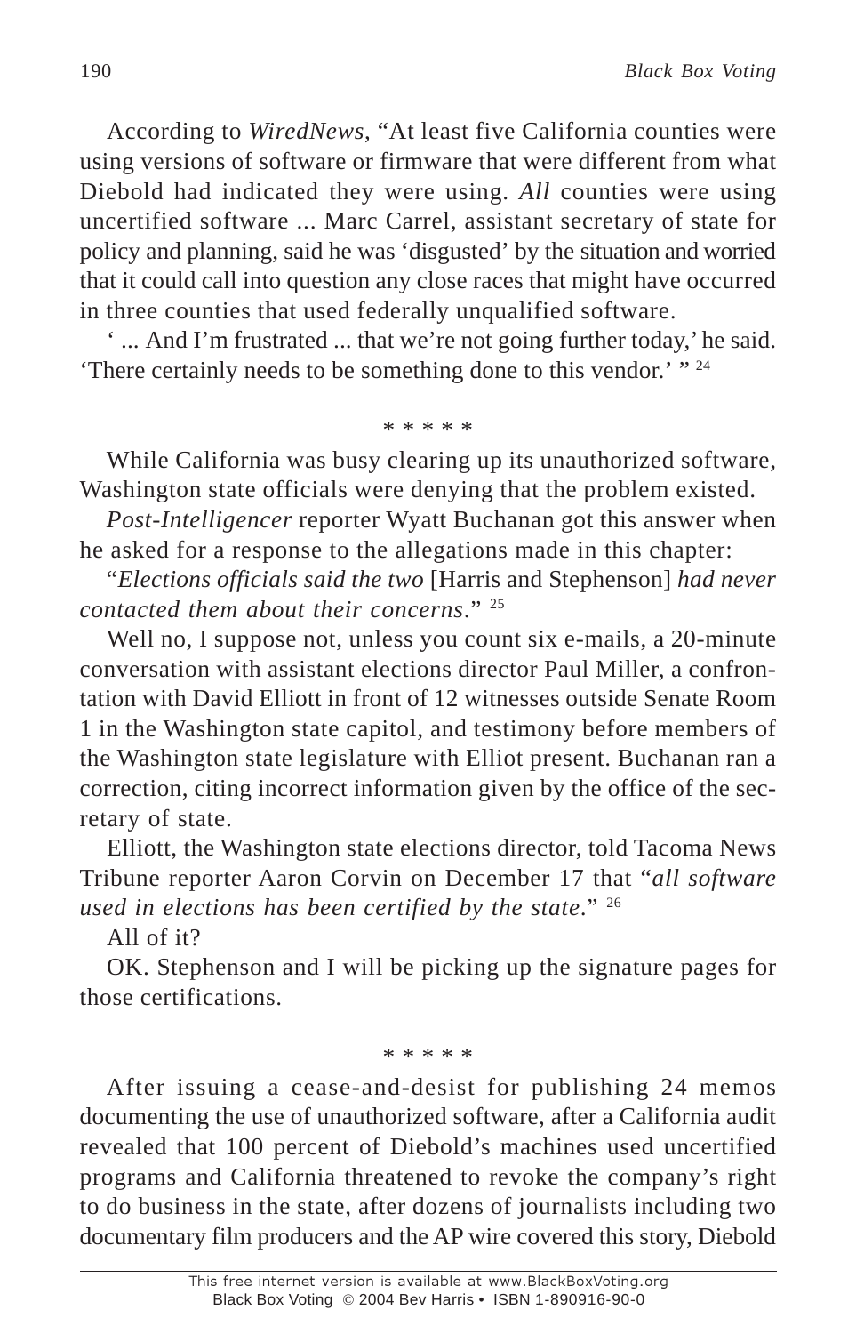According to *WiredNews*, "At least five California counties were using versions of software or firmware that were different from what Diebold had indicated they were using. *All* counties were using uncertified software ... Marc Carrel, assistant secretary of state for policy and planning, said he was 'disgusted' by the situation and worried that it could call into question any close races that might have occurred in three counties that used federally unqualified software.

' ... And I'm frustrated ... that we're not going further today,' he said. 'There certainly needs to be something done to this vendor.' "[24]

\* \* \* \* \*

While California was busy clearing up its unauthorized software, Washington state officials were denying that the problem existed.

*Post-Intelligencer* reporter Wyatt Buchanan got this answer when he asked for a response to the allegations made in this chapter:

"*Elections officials said the two* [Harris and Stephenson] *had never contacted them about their concerns*."[25]

Well no, I suppose not, unless you count six e-mails, a 20-minute conversation with assistant elections director Paul Miller, a confrontation with David Elliott in front of 12 witnesses outside Senate Room 1 in the Washington state capitol, and testimony before members of the Washington state legislature with Elliot present. Buchanan ran a correction, citing incorrect information given by the office of the secretary of state.

Elliott, the Washington state elections director, told Tacoma News Tribune reporter Aaron Corvin on December 17 that "*all software used in elections has been certified by the state*."[26]

All of it?

OK. Stephenson and I will be picking up the signature pages for those certifications.

\* \* \* \* \*

After issuing a cease-and-desist for publishing 24 memos documenting the use of unauthorized software, after a California audit revealed that 100 percent of Diebold's machines used uncertified programs and California threatened to revoke the company's right to do business in the state, after dozens of journalists including two documentary film producers and the AP wire covered this story, Diebold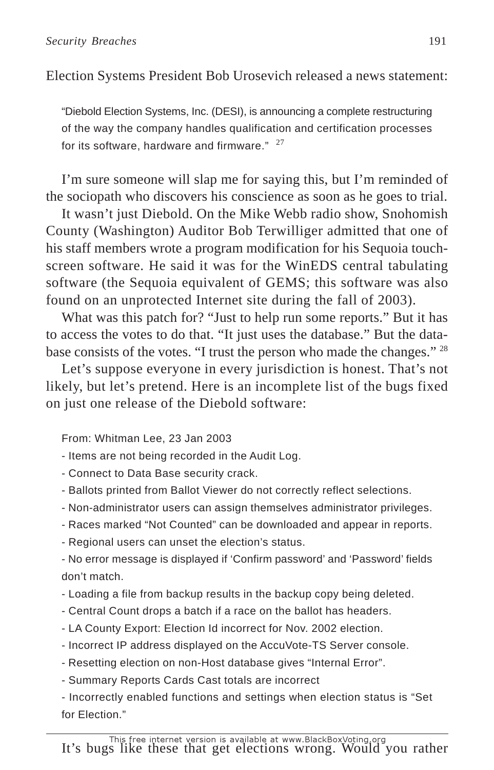Election Systems President Bob Urosevich released a news statement:

> "Diebold Election Systems, Inc. (DESI), is announcing a complete restructuring of the way the company handles qualification and certification processes for its software, hardware and firmware." [27]

I'm sure someone will slap me for saying this, but I'm reminded of the sociopath who discovers his conscience as soon as he goes to trial.

It wasn't just Diebold. On the Mike Webb radio show, Snohomish County (Washington) Auditor Bob Terwilliger admitted that one of his staff members wrote a program modification for his Sequoia touch-screen software. He said it was for the WinEDS central tabulating software (the Sequoia equivalent of GEMS; this software was also found on an unprotected Internet site during the fall of 2003).

What was this patch for? "Just to help run some reports." But it has to access the votes to do that. "It just uses the database." But the database consists of the votes. "I trust the person who made the changes." [28]

Let's suppose everyone in every jurisdiction is honest. That's not likely, but let's pretend. Here is an incomplete list of the bugs fixed on just one release of the Diebold software:

> From: Whitman Lee, 23 Jan 2003
>
> - Items are not being recorded in the Audit Log.
> - Connect to Data Base security crack.
> - Ballots printed from Ballot Viewer do not correctly reflect selections.
> - Non-administrator users can assign themselves administrator privileges.
> - Races marked "Not Counted" can be downloaded and appear in reports.
> - Regional users can unset the election's status.
> - No error message is displayed if 'Confirm password' and 'Password' fields don't match.
> - Loading a file from backup results in the backup copy being deleted.
> - Central Count drops a batch if a race on the ballot has headers.
> - LA County Export: Election Id incorrect for Nov. 2002 election.
> - Incorrect IP address displayed on the AccuVote-TS Server console.
> - Resetting election on non-Host database gives "Internal Error".
> - Summary Reports Cards Cast totals are incorrect
> - Incorrectly enabled functions and settings when election status is "Set for Election."

It's bugs like these that get elections wrong. Would you rather